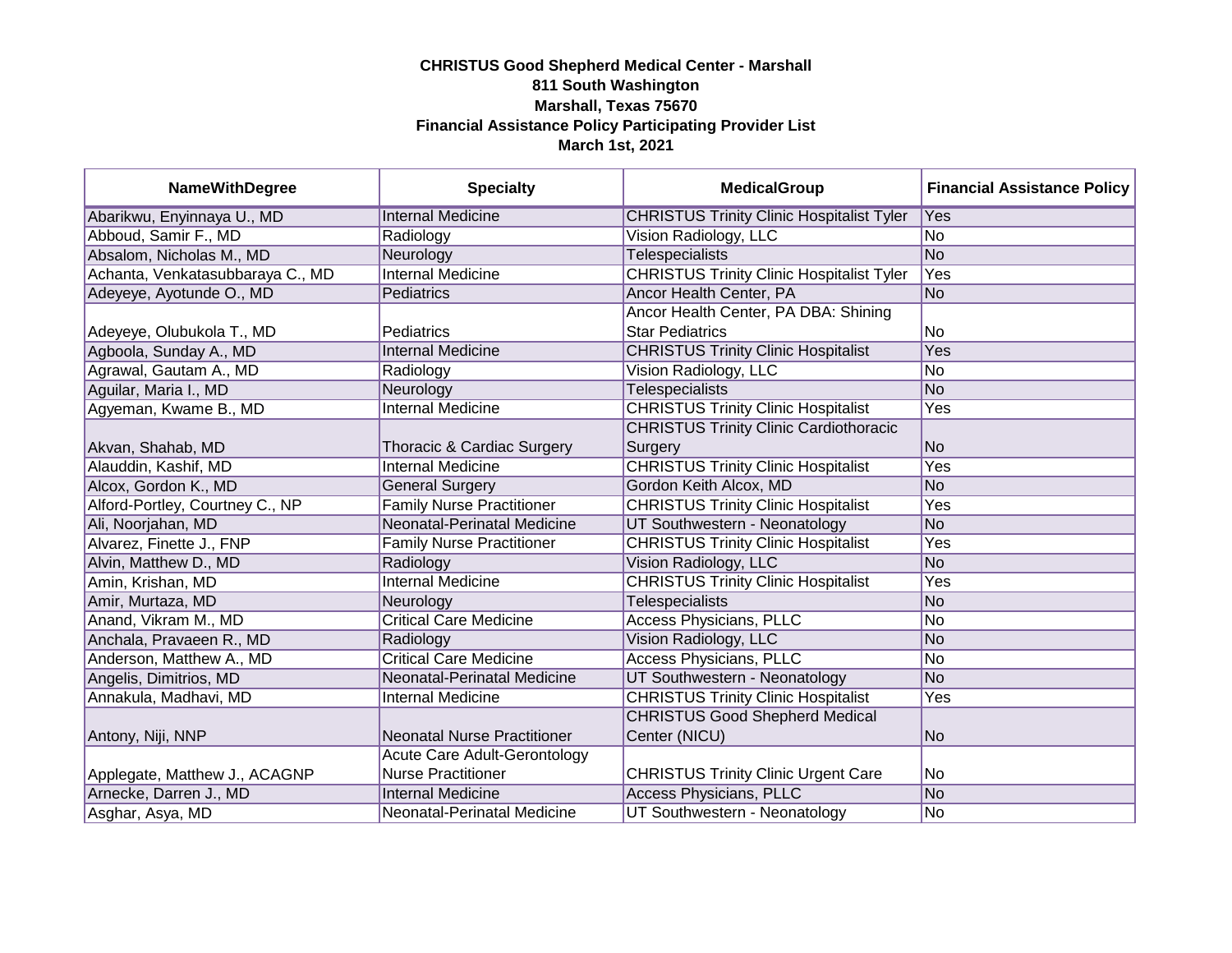**CHRISTUS Good Shepherd Medical Center - Marshall**
**811 South Washington**
**Marshall, Texas 75670**
**Financial Assistance Policy Participating Provider List**
**March 1st, 2021**

| NameWithDegree | Specialty | MedicalGroup | Financial Assistance Policy |
|---|---|---|---|
| Abarikwu, Enyinnaya U., MD | Internal Medicine | CHRISTUS Trinity Clinic Hospitalist Tyler | Yes |
| Abboud, Samir F., MD | Radiology | Vision Radiology, LLC | No |
| Absalom, Nicholas M., MD | Neurology | Telespecialists | No |
| Achanta, Venkatasubbaraya C., MD | Internal Medicine | CHRISTUS Trinity Clinic Hospitalist Tyler | Yes |
| Adeyeye, Ayotunde O., MD | Pediatrics | Ancor Health Center, PA | No |
| Adeyeye, Olubukola T., MD | Pediatrics | Ancor Health Center, PA DBA: Shining Star Pediatrics | No |
| Agboola, Sunday A., MD | Internal Medicine | CHRISTUS Trinity Clinic Hospitalist | Yes |
| Agrawal, Gautam A., MD | Radiology | Vision Radiology, LLC | No |
| Aguilar, Maria I., MD | Neurology | Telespecialists | No |
| Agyeman, Kwame B., MD | Internal Medicine | CHRISTUS Trinity Clinic Hospitalist | Yes |
| Akvan, Shahab, MD | Thoracic & Cardiac Surgery | CHRISTUS Trinity Clinic Cardiothoracic Surgery | No |
| Alauddin, Kashif, MD | Internal Medicine | CHRISTUS Trinity Clinic Hospitalist | Yes |
| Alcox, Gordon K., MD | General Surgery | Gordon Keith Alcox, MD | No |
| Alford-Portley, Courtney C., NP | Family Nurse Practitioner | CHRISTUS Trinity Clinic Hospitalist | Yes |
| Ali, Noorjahan, MD | Neonatal-Perinatal Medicine | UT Southwestern - Neonatology | No |
| Alvarez, Finette J., FNP | Family Nurse Practitioner | CHRISTUS Trinity Clinic Hospitalist | Yes |
| Alvin, Matthew D., MD | Radiology | Vision Radiology, LLC | No |
| Amin, Krishan, MD | Internal Medicine | CHRISTUS Trinity Clinic Hospitalist | Yes |
| Amir, Murtaza, MD | Neurology | Telespecialists | No |
| Anand, Vikram M., MD | Critical Care Medicine | Access Physicians, PLLC | No |
| Anchala, Pravaeen R., MD | Radiology | Vision Radiology, LLC | No |
| Anderson, Matthew A., MD | Critical Care Medicine | Access Physicians, PLLC | No |
| Angelis, Dimitrios, MD | Neonatal-Perinatal Medicine | UT Southwestern - Neonatology | No |
| Annakula, Madhavi, MD | Internal Medicine | CHRISTUS Trinity Clinic Hospitalist | Yes |
| Antony, Niji, NNP | Neonatal Nurse Practitioner | CHRISTUS Good Shepherd Medical Center (NICU) | No |
| Applegate, Matthew J., ACAGNP | Acute Care Adult-Gerontology Nurse Practitioner | CHRISTUS Trinity Clinic Urgent Care | No |
| Arnecke, Darren J., MD | Internal Medicine | Access Physicians, PLLC | No |
| Asghar, Asya, MD | Neonatal-Perinatal Medicine | UT Southwestern - Neonatology | No |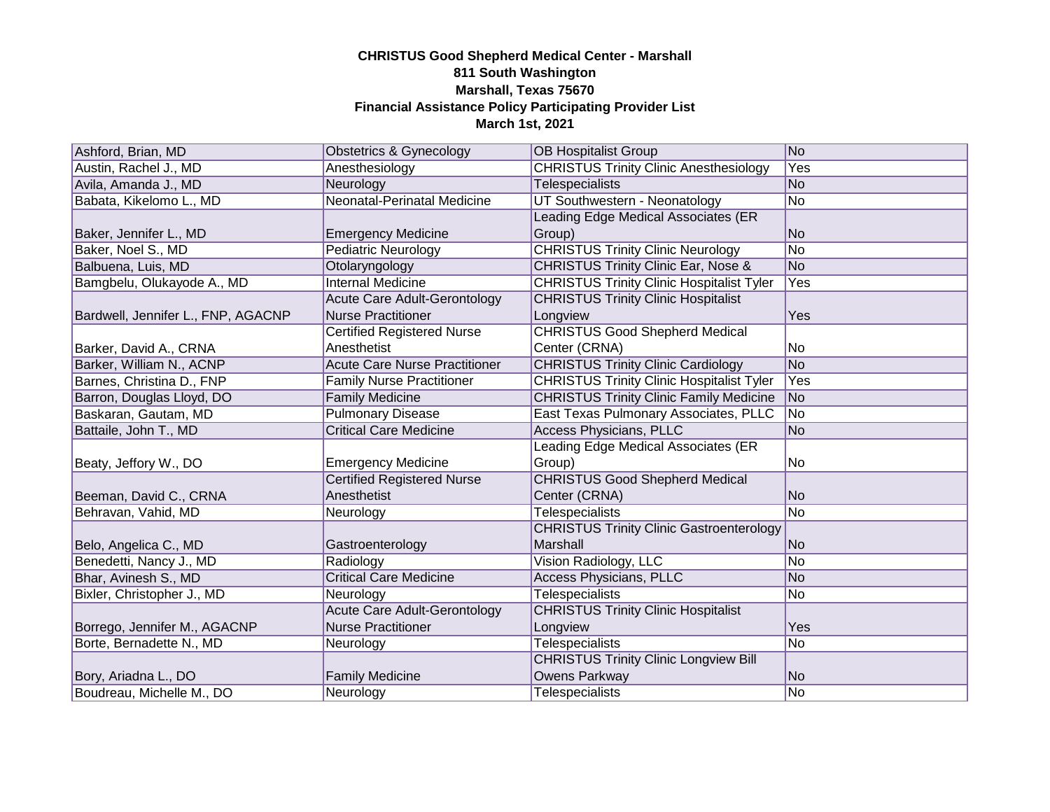**CHRISTUS Good Shepherd Medical Center - Marshall**
**811 South Washington**
**Marshall, Texas 75670**
**Financial Assistance Policy Participating Provider List**
**March 1st, 2021**

| | | | |
|---|---|---|---|
| Ashford, Brian, MD | Obstetrics & Gynecology | OB Hospitalist Group | No |
| Austin, Rachel J., MD | Anesthesiology | CHRISTUS Trinity Clinic Anesthesiology | Yes |
| Avila, Amanda J., MD | Neurology | Telespecialists | No |
| Babata, Kikelomo L., MD | Neonatal-Perinatal Medicine | UT Southwestern - Neonatology | No |
| Baker, Jennifer L., MD | Emergency Medicine | Leading Edge Medical Associates (ER Group) | No |
| Baker, Noel S., MD | Pediatric Neurology | CHRISTUS Trinity Clinic Neurology | No |
| Balbuena, Luis, MD | Otolaryngology | CHRISTUS Trinity Clinic Ear, Nose & | No |
| Bamgbelu, Olukayode A., MD | Internal Medicine | CHRISTUS Trinity Clinic Hospitalist Tyler | Yes |
| Bardwell, Jennifer L., FNP, AGACNP | Acute Care Adult-Gerontology Nurse Practitioner | CHRISTUS Trinity Clinic Hospitalist Longview | Yes |
| Barker, David A., CRNA | Certified Registered Nurse Anesthetist | CHRISTUS Good Shepherd Medical Center (CRNA) | No |
| Barker, William N., ACNP | Acute Care Nurse Practitioner | CHRISTUS Trinity Clinic Cardiology | No |
| Barnes, Christina D., FNP | Family Nurse Practitioner | CHRISTUS Trinity Clinic Hospitalist Tyler | Yes |
| Barron, Douglas Lloyd, DO | Family Medicine | CHRISTUS Trinity Clinic Family Medicine | No |
| Baskaran, Gautam, MD | Pulmonary Disease | East Texas Pulmonary Associates, PLLC | No |
| Battaile, John T., MD | Critical Care Medicine | Access Physicians, PLLC | No |
| Beaty, Jeffory W., DO | Emergency Medicine | Leading Edge Medical Associates (ER Group) | No |
| Beeman, David C., CRNA | Certified Registered Nurse Anesthetist | CHRISTUS Good Shepherd Medical Center (CRNA) | No |
| Behravan, Vahid, MD | Neurology | Telespecialists | No |
| Belo, Angelica C., MD | Gastroenterology | CHRISTUS Trinity Clinic Gastroenterology Marshall | No |
| Benedetti, Nancy J., MD | Radiology | Vision Radiology, LLC | No |
| Bhar, Avinesh S., MD | Critical Care Medicine | Access Physicians, PLLC | No |
| Bixler, Christopher J., MD | Neurology | Telespecialists | No |
| Borrego, Jennifer M., AGACNP | Acute Care Adult-Gerontology Nurse Practitioner | CHRISTUS Trinity Clinic Hospitalist Longview | Yes |
| Borte, Bernadette N., MD | Neurology | Telespecialists | No |
| Bory, Ariadna L., DO | Family Medicine | CHRISTUS Trinity Clinic Longview Bill Owens Parkway | No |
| Boudreau, Michelle M., DO | Neurology | Telespecialists | No |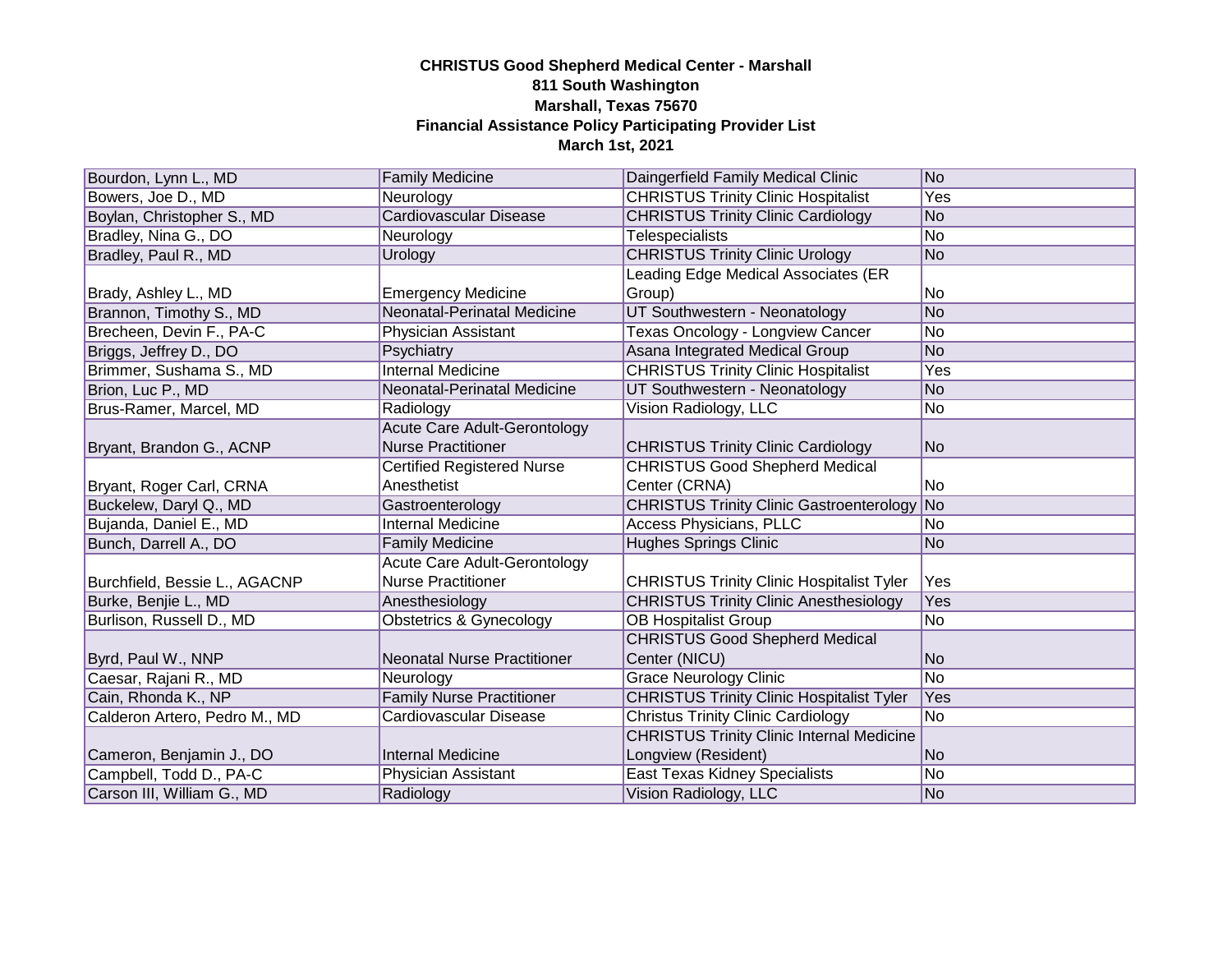**CHRISTUS Good Shepherd Medical Center - Marshall**
**811 South Washington**
**Marshall, Texas 75670**
**Financial Assistance Policy Participating Provider List**
**March 1st, 2021**

| | | | |
|---|---|---|---|
| Bourdon, Lynn L., MD | Family Medicine | Daingerfield Family Medical Clinic | No |
| Bowers, Joe D., MD | Neurology | CHRISTUS Trinity Clinic Hospitalist | Yes |
| Boylan, Christopher S., MD | Cardiovascular Disease | CHRISTUS Trinity Clinic Cardiology | No |
| Bradley, Nina G., DO | Neurology | Telespecialists | No |
| Bradley, Paul R., MD | Urology | CHRISTUS Trinity Clinic Urology | No |
| Brady, Ashley L., MD | Emergency Medicine | Leading Edge Medical Associates (ER Group) | No |
| Brannon, Timothy S., MD | Neonatal-Perinatal Medicine | UT Southwestern - Neonatology | No |
| Brecheen, Devin F., PA-C | Physician Assistant | Texas Oncology - Longview Cancer | No |
| Briggs, Jeffrey D., DO | Psychiatry | Asana Integrated Medical Group | No |
| Brimmer, Sushama S., MD | Internal Medicine | CHRISTUS Trinity Clinic Hospitalist | Yes |
| Brion, Luc P., MD | Neonatal-Perinatal Medicine | UT Southwestern - Neonatology | No |
| Brus-Ramer, Marcel, MD | Radiology | Vision Radiology, LLC | No |
| Bryant, Brandon G., ACNP | Acute Care Adult-Gerontology Nurse Practitioner | CHRISTUS Trinity Clinic Cardiology | No |
| Bryant, Roger Carl, CRNA | Certified Registered Nurse Anesthetist | CHRISTUS Good Shepherd Medical Center (CRNA) | No |
| Buckelew, Daryl Q., MD | Gastroenterology | CHRISTUS Trinity Clinic Gastroenterology | No |
| Bujanda, Daniel E., MD | Internal Medicine | Access Physicians, PLLC | No |
| Bunch, Darrell A., DO | Family Medicine | Hughes Springs Clinic | No |
| Burchfield, Bessie L., AGACNP | Acute Care Adult-Gerontology Nurse Practitioner | CHRISTUS Trinity Clinic Hospitalist Tyler | Yes |
| Burke, Benjie L., MD | Anesthesiology | CHRISTUS Trinity Clinic Anesthesiology | Yes |
| Burlison, Russell D., MD | Obstetrics & Gynecology | OB Hospitalist Group | No |
| Byrd, Paul W., NNP | Neonatal Nurse Practitioner | CHRISTUS Good Shepherd Medical Center (NICU) | No |
| Caesar, Rajani R., MD | Neurology | Grace Neurology Clinic | No |
| Cain, Rhonda K., NP | Family Nurse Practitioner | CHRISTUS Trinity Clinic Hospitalist Tyler | Yes |
| Calderon Artero, Pedro M., MD | Cardiovascular Disease | Christus Trinity Clinic Cardiology | No |
| Cameron, Benjamin J., DO | Internal Medicine | CHRISTUS Trinity Clinic Internal Medicine Longview (Resident) | No |
| Campbell, Todd D., PA-C | Physician Assistant | East Texas Kidney Specialists | No |
| Carson III, William G., MD | Radiology | Vision Radiology, LLC | No |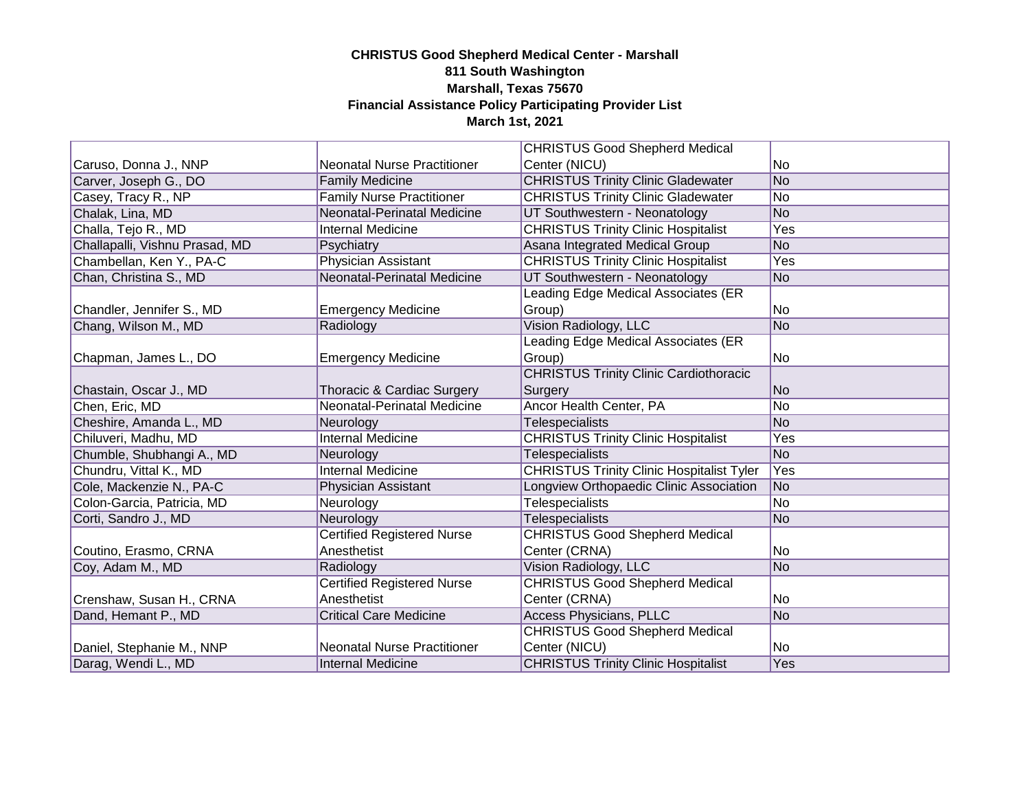**CHRISTUS Good Shepherd Medical Center - Marshall**
**811 South Washington**
**Marshall, Texas 75670**
**Financial Assistance Policy Participating Provider List**
**March 1st, 2021**

| | | | |
|---|---|---|---|
| Caruso, Donna J., NNP | Neonatal Nurse Practitioner | CHRISTUS Good Shepherd Medical Center (NICU) | No |
| Carver, Joseph G., DO | Family Medicine | CHRISTUS Trinity Clinic Gladewater | No |
| Casey, Tracy R., NP | Family Nurse Practitioner | CHRISTUS Trinity Clinic Gladewater | No |
| Chalak, Lina, MD | Neonatal-Perinatal Medicine | UT Southwestern - Neonatology | No |
| Challa, Tejo R., MD | Internal Medicine | CHRISTUS Trinity Clinic Hospitalist | Yes |
| Challapalli, Vishnu Prasad, MD | Psychiatry | Asana Integrated Medical Group | No |
| Chambellan, Ken Y., PA-C | Physician Assistant | CHRISTUS Trinity Clinic Hospitalist | Yes |
| Chan, Christina S., MD | Neonatal-Perinatal Medicine | UT Southwestern - Neonatology | No |
| Chandler, Jennifer S., MD | Emergency Medicine | Leading Edge Medical Associates (ER Group) | No |
| Chang, Wilson M., MD | Radiology | Vision Radiology, LLC | No |
| Chapman, James L., DO | Emergency Medicine | Leading Edge Medical Associates (ER Group) | No |
| Chastain, Oscar J., MD | Thoracic & Cardiac Surgery | CHRISTUS Trinity Clinic Cardiothoracic Surgery | No |
| Chen, Eric, MD | Neonatal-Perinatal Medicine | Ancor Health Center, PA | No |
| Cheshire, Amanda L., MD | Neurology | Telespecialists | No |
| Chiluveri, Madhu, MD | Internal Medicine | CHRISTUS Trinity Clinic Hospitalist | Yes |
| Chumble, Shubhangi A., MD | Neurology | Telespecialists | No |
| Chundru, Vittal K., MD | Internal Medicine | CHRISTUS Trinity Clinic Hospitalist Tyler | Yes |
| Cole, Mackenzie N., PA-C | Physician Assistant | Longview Orthopaedic Clinic Association | No |
| Colon-Garcia, Patricia, MD | Neurology | Telespecialists | No |
| Corti, Sandro J., MD | Neurology | Telespecialists | No |
| Coutino, Erasmo, CRNA | Certified Registered Nurse Anesthetist | CHRISTUS Good Shepherd Medical Center (CRNA) | No |
| Coy, Adam M., MD | Radiology | Vision Radiology, LLC | No |
| Crenshaw, Susan H., CRNA | Certified Registered Nurse Anesthetist | CHRISTUS Good Shepherd Medical Center (CRNA) | No |
| Dand, Hemant P., MD | Critical Care Medicine | Access Physicians, PLLC | No |
| Daniel, Stephanie M., NNP | Neonatal Nurse Practitioner | CHRISTUS Good Shepherd Medical Center (NICU) | No |
| Darag, Wendi L., MD | Internal Medicine | CHRISTUS Trinity Clinic Hospitalist | Yes |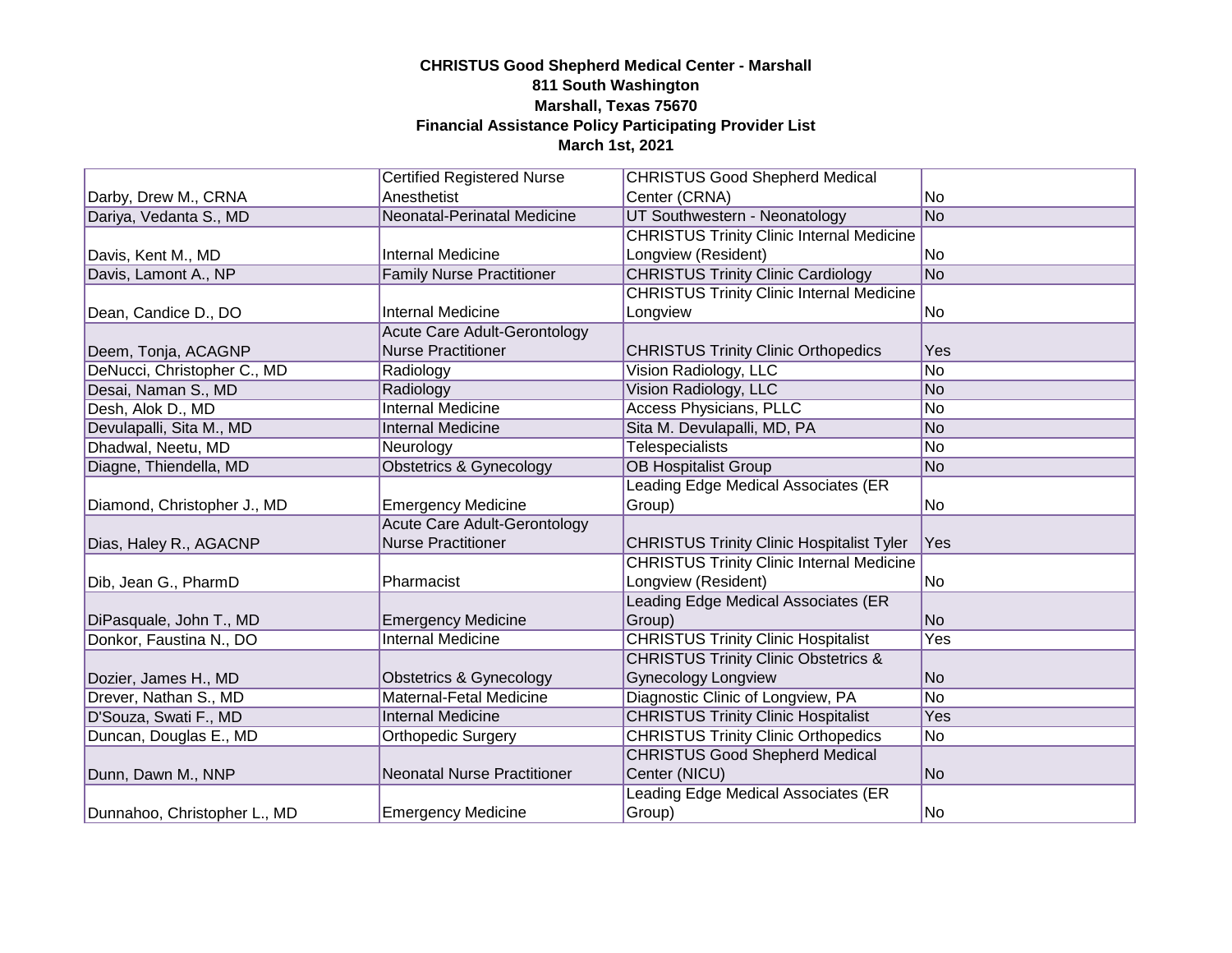**CHRISTUS Good Shepherd Medical Center - Marshall**
**811 South Washington**
**Marshall, Texas 75670**
**Financial Assistance Policy Participating Provider List**
**March 1st, 2021**

| | | | |
|---|---|---|---|
| Darby, Drew M., CRNA | Certified Registered Nurse Anesthetist | CHRISTUS Good Shepherd Medical Center (CRNA) | No |
| Dariya, Vedanta S., MD | Neonatal-Perinatal Medicine | UT Southwestern - Neonatology | No |
| Davis, Kent M., MD | Internal Medicine | CHRISTUS Trinity Clinic Internal Medicine Longview (Resident) | No |
| Davis, Lamont A., NP | Family Nurse Practitioner | CHRISTUS Trinity Clinic Cardiology | No |
| Dean, Candice D., DO | Internal Medicine | CHRISTUS Trinity Clinic Internal Medicine Longview | No |
| Deem, Tonja, ACAGNP | Acute Care Adult-Gerontology Nurse Practitioner | CHRISTUS Trinity Clinic Orthopedics | Yes |
| DeNucci, Christopher C., MD | Radiology | Vision Radiology, LLC | No |
| Desai, Naman S., MD | Radiology | Vision Radiology, LLC | No |
| Desh, Alok D., MD | Internal Medicine | Access Physicians, PLLC | No |
| Devulapalli, Sita M., MD | Internal Medicine | Sita M. Devulapalli, MD, PA | No |
| Dhadwal, Neetu, MD | Neurology | Telespecialists | No |
| Diagne, Thiendella, MD | Obstetrics & Gynecology | OB Hospitalist Group | No |
| Diamond, Christopher J., MD | Emergency Medicine | Leading Edge Medical Associates (ER Group) | No |
| Dias, Haley R., AGACNP | Acute Care Adult-Gerontology Nurse Practitioner | CHRISTUS Trinity Clinic Hospitalist Tyler | Yes |
| Dib, Jean G., PharmD | Pharmacist | CHRISTUS Trinity Clinic Internal Medicine Longview (Resident) | No |
| DiPasquale, John T., MD | Emergency Medicine | Leading Edge Medical Associates (ER Group) | No |
| Donkor, Faustina N., DO | Internal Medicine | CHRISTUS Trinity Clinic Hospitalist | Yes |
| Dozier, James H., MD | Obstetrics & Gynecology | CHRISTUS Trinity Clinic Obstetrics & Gynecology Longview | No |
| Drever, Nathan S., MD | Maternal-Fetal Medicine | Diagnostic Clinic of Longview, PA | No |
| D'Souza, Swati F., MD | Internal Medicine | CHRISTUS Trinity Clinic Hospitalist | Yes |
| Duncan, Douglas E., MD | Orthopedic Surgery | CHRISTUS Trinity Clinic Orthopedics | No |
| Dunn, Dawn M., NNP | Neonatal Nurse Practitioner | CHRISTUS Good Shepherd Medical Center (NICU) | No |
| Dunnahoo, Christopher L., MD | Emergency Medicine | Leading Edge Medical Associates (ER Group) | No |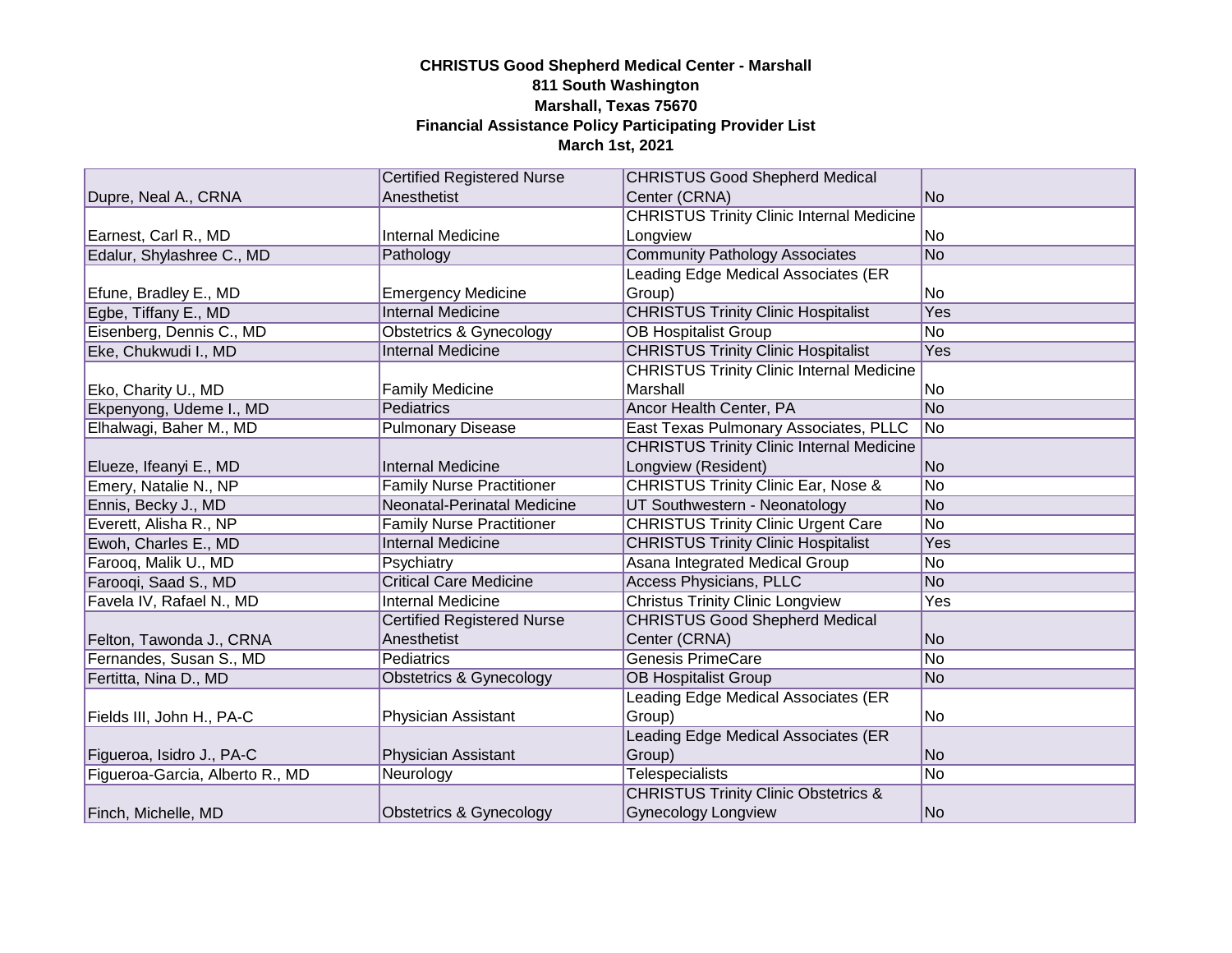**CHRISTUS Good Shepherd Medical Center - Marshall**
**811 South Washington**
**Marshall, Texas 75670**
**Financial Assistance Policy Participating Provider List**
**March 1st, 2021**

| | | | |
|---|---|---|---|
| Dupre, Neal A., CRNA | Certified Registered Nurse Anesthetist | CHRISTUS Good Shepherd Medical Center (CRNA) | No |
| Earnest, Carl R., MD | Internal Medicine | CHRISTUS Trinity Clinic Internal Medicine Longview | No |
| Edalur, Shylashree C., MD | Pathology | Community Pathology Associates | No |
| Efune, Bradley E., MD | Emergency Medicine | Leading Edge Medical Associates (ER Group) | No |
| Egbe, Tiffany E., MD | Internal Medicine | CHRISTUS Trinity Clinic Hospitalist | Yes |
| Eisenberg, Dennis C., MD | Obstetrics & Gynecology | OB Hospitalist Group | No |
| Eke, Chukwudi I., MD | Internal Medicine | CHRISTUS Trinity Clinic Hospitalist | Yes |
| Eko, Charity U., MD | Family Medicine | CHRISTUS Trinity Clinic Internal Medicine Marshall | No |
| Ekpenyong, Udeme I., MD | Pediatrics | Ancor Health Center, PA | No |
| Elhalwagi, Baher M., MD | Pulmonary Disease | East Texas Pulmonary Associates, PLLC | No |
| Elueze, Ifeanyi E., MD | Internal Medicine | CHRISTUS Trinity Clinic Internal Medicine Longview (Resident) | No |
| Emery, Natalie N., NP | Family Nurse Practitioner | CHRISTUS Trinity Clinic Ear, Nose & | No |
| Ennis, Becky J., MD | Neonatal-Perinatal Medicine | UT Southwestern - Neonatology | No |
| Everett, Alisha R., NP | Family Nurse Practitioner | CHRISTUS Trinity Clinic Urgent Care | No |
| Ewoh, Charles E., MD | Internal Medicine | CHRISTUS Trinity Clinic Hospitalist | Yes |
| Farooq, Malik U., MD | Psychiatry | Asana Integrated Medical Group | No |
| Farooqi, Saad S., MD | Critical Care Medicine | Access Physicians, PLLC | No |
| Favela IV, Rafael N., MD | Internal Medicine | Christus Trinity Clinic Longview | Yes |
| Felton, Tawonda J., CRNA | Certified Registered Nurse Anesthetist | CHRISTUS Good Shepherd Medical Center (CRNA) | No |
| Fernandes, Susan S., MD | Pediatrics | Genesis PrimeCare | No |
| Fertitta, Nina D., MD | Obstetrics & Gynecology | OB Hospitalist Group | No |
| Fields III, John H., PA-C | Physician Assistant | Leading Edge Medical Associates (ER Group) | No |
| Figueroa, Isidro J., PA-C | Physician Assistant | Leading Edge Medical Associates (ER Group) | No |
| Figueroa-Garcia, Alberto R., MD | Neurology | Telespecialists | No |
| Finch, Michelle, MD | Obstetrics & Gynecology | CHRISTUS Trinity Clinic Obstetrics & Gynecology Longview | No |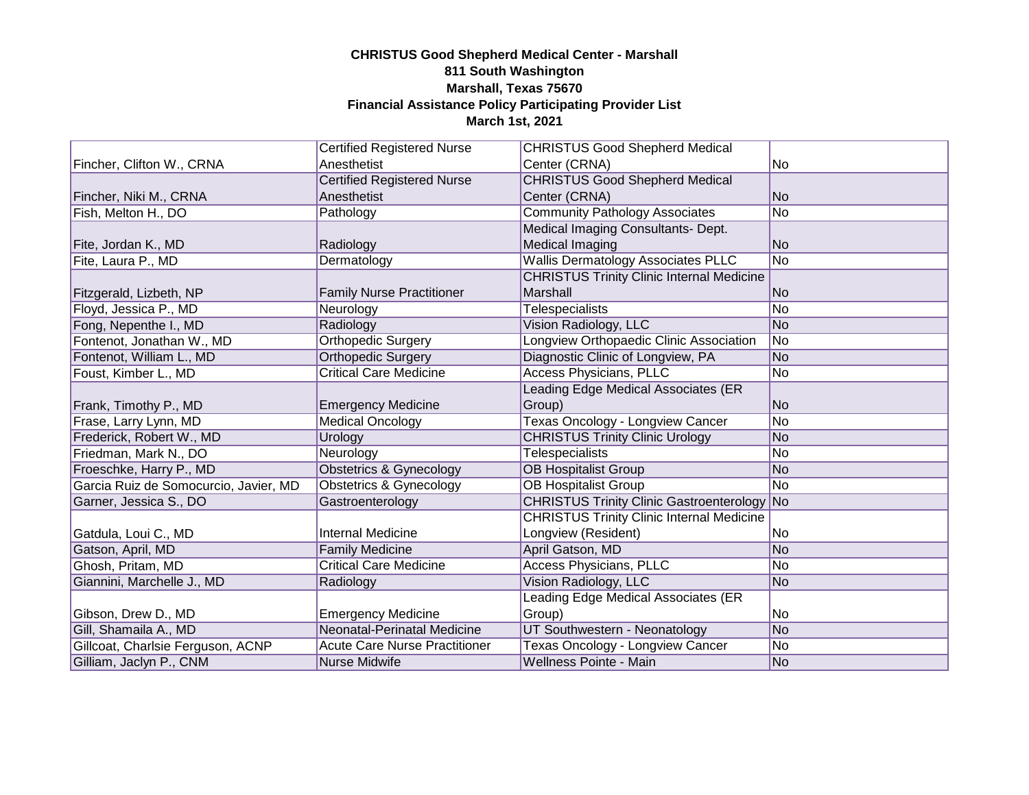**CHRISTUS Good Shepherd Medical Center - Marshall**
**811 South Washington**
**Marshall, Texas 75670**
**Financial Assistance Policy Participating Provider List**
**March 1st, 2021**

| | | | |
|---|---|---|---|
| Fincher, Clifton W., CRNA | Certified Registered Nurse Anesthetist | CHRISTUS Good Shepherd Medical Center (CRNA) | No |
| Fincher, Niki M., CRNA | Certified Registered Nurse Anesthetist | CHRISTUS Good Shepherd Medical Center (CRNA) | No |
| Fish, Melton H., DO | Pathology | Community Pathology Associates | No |
| Fite, Jordan K., MD | Radiology | Medical Imaging Consultants- Dept. Medical Imaging | No |
| Fite, Laura P., MD | Dermatology | Wallis Dermatology Associates PLLC | No |
| Fitzgerald, Lizbeth, NP | Family Nurse Practitioner | CHRISTUS Trinity Clinic Internal Medicine Marshall | No |
| Floyd, Jessica P., MD | Neurology | Telespecialists | No |
| Fong, Nepenthe I., MD | Radiology | Vision Radiology, LLC | No |
| Fontenot, Jonathan W., MD | Orthopedic Surgery | Longview Orthopaedic Clinic Association | No |
| Fontenot, William L., MD | Orthopedic Surgery | Diagnostic Clinic of Longview, PA | No |
| Foust, Kimber L., MD | Critical Care Medicine | Access Physicians, PLLC | No |
| Frank, Timothy P., MD | Emergency Medicine | Leading Edge Medical Associates (ER Group) | No |
| Frase, Larry Lynn, MD | Medical Oncology | Texas Oncology - Longview Cancer | No |
| Frederick, Robert W., MD | Urology | CHRISTUS Trinity Clinic Urology | No |
| Friedman, Mark N., DO | Neurology | Telespecialists | No |
| Froeschke, Harry P., MD | Obstetrics & Gynecology | OB Hospitalist Group | No |
| Garcia Ruiz de Somocurcio, Javier, MD | Obstetrics & Gynecology | OB Hospitalist Group | No |
| Garner, Jessica S., DO | Gastroenterology | CHRISTUS Trinity Clinic Gastroenterology | No |
| Gatdula, Loui C., MD | Internal Medicine | CHRISTUS Trinity Clinic Internal Medicine Longview (Resident) | No |
| Gatson, April, MD | Family Medicine | April Gatson, MD | No |
| Ghosh, Pritam, MD | Critical Care Medicine | Access Physicians, PLLC | No |
| Giannini, Marchelle J., MD | Radiology | Vision Radiology, LLC | No |
| Gibson, Drew D., MD | Emergency Medicine | Leading Edge Medical Associates (ER Group) | No |
| Gill, Shamaila A., MD | Neonatal-Perinatal Medicine | UT Southwestern - Neonatology | No |
| Gillcoat, Charlsie Ferguson, ACNP | Acute Care Nurse Practitioner | Texas Oncology - Longview Cancer | No |
| Gilliam, Jaclyn P., CNM | Nurse Midwife | Wellness Pointe - Main | No |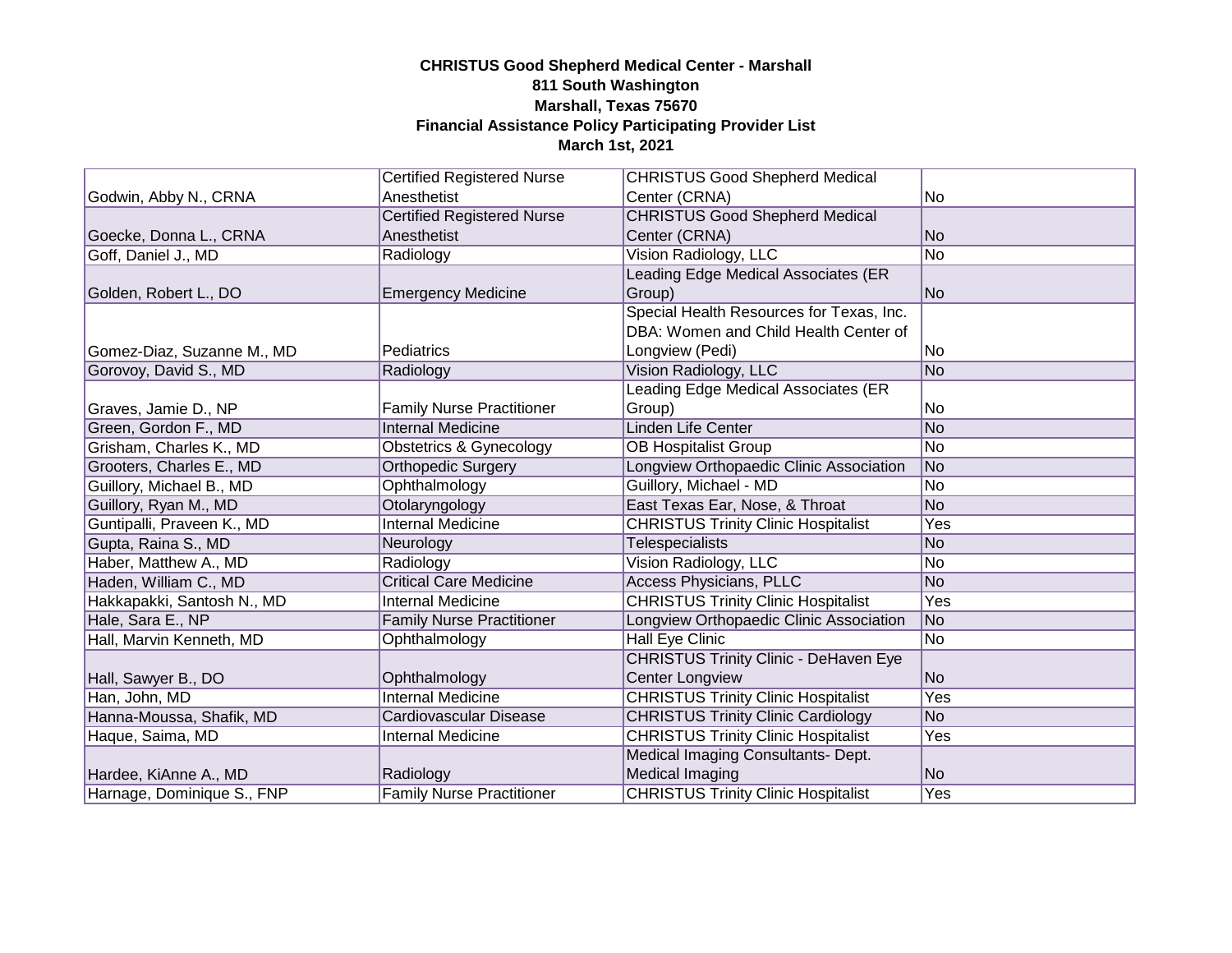**CHRISTUS Good Shepherd Medical Center - Marshall**
**811 South Washington**
**Marshall, Texas 75670**
**Financial Assistance Policy Participating Provider List**
**March 1st, 2021**

| | | | |
|---|---|---|---|
| Godwin, Abby N., CRNA | Certified Registered Nurse Anesthetist | CHRISTUS Good Shepherd Medical Center (CRNA) | No |
| Goecke, Donna L., CRNA | Certified Registered Nurse Anesthetist | CHRISTUS Good Shepherd Medical Center (CRNA) | No |
| Goff, Daniel J., MD | Radiology | Vision Radiology, LLC | No |
| Golden, Robert L., DO | Emergency Medicine | Leading Edge Medical Associates (ER Group) | No |
| Gomez-Diaz, Suzanne M., MD | Pediatrics | Special Health Resources for Texas, Inc. DBA: Women and Child Health Center of Longview (Pedi) | No |
| Gorovoy, David S., MD | Radiology | Vision Radiology, LLC | No |
| Graves, Jamie D., NP | Family Nurse Practitioner | Leading Edge Medical Associates (ER Group) | No |
| Green, Gordon F., MD | Internal Medicine | Linden Life Center | No |
| Grisham, Charles K., MD | Obstetrics & Gynecology | OB Hospitalist Group | No |
| Grooters, Charles E., MD | Orthopedic Surgery | Longview Orthopaedic Clinic Association | No |
| Guillory, Michael B., MD | Ophthalmology | Guillory, Michael - MD | No |
| Guillory, Ryan M., MD | Otolaryngology | East Texas Ear, Nose, & Throat | No |
| Guntipalli, Praveen K., MD | Internal Medicine | CHRISTUS Trinity Clinic Hospitalist | Yes |
| Gupta, Raina S., MD | Neurology | Telespecialists | No |
| Haber, Matthew A., MD | Radiology | Vision Radiology, LLC | No |
| Haden, William C., MD | Critical Care Medicine | Access Physicians, PLLC | No |
| Hakkapakki, Santosh N., MD | Internal Medicine | CHRISTUS Trinity Clinic Hospitalist | Yes |
| Hale, Sara E., NP | Family Nurse Practitioner | Longview Orthopaedic Clinic Association | No |
| Hall, Marvin Kenneth, MD | Ophthalmology | Hall Eye Clinic | No |
| Hall, Sawyer B., DO | Ophthalmology | CHRISTUS Trinity Clinic - DeHaven Eye Center Longview | No |
| Han, John, MD | Internal Medicine | CHRISTUS Trinity Clinic Hospitalist | Yes |
| Hanna-Moussa, Shafik, MD | Cardiovascular Disease | CHRISTUS Trinity Clinic Cardiology | No |
| Haque, Saima, MD | Internal Medicine | CHRISTUS Trinity Clinic Hospitalist | Yes |
| Hardee, KiAnne A., MD | Radiology | Medical Imaging Consultants- Dept. Medical Imaging | No |
| Harnage, Dominique S., FNP | Family Nurse Practitioner | CHRISTUS Trinity Clinic Hospitalist | Yes |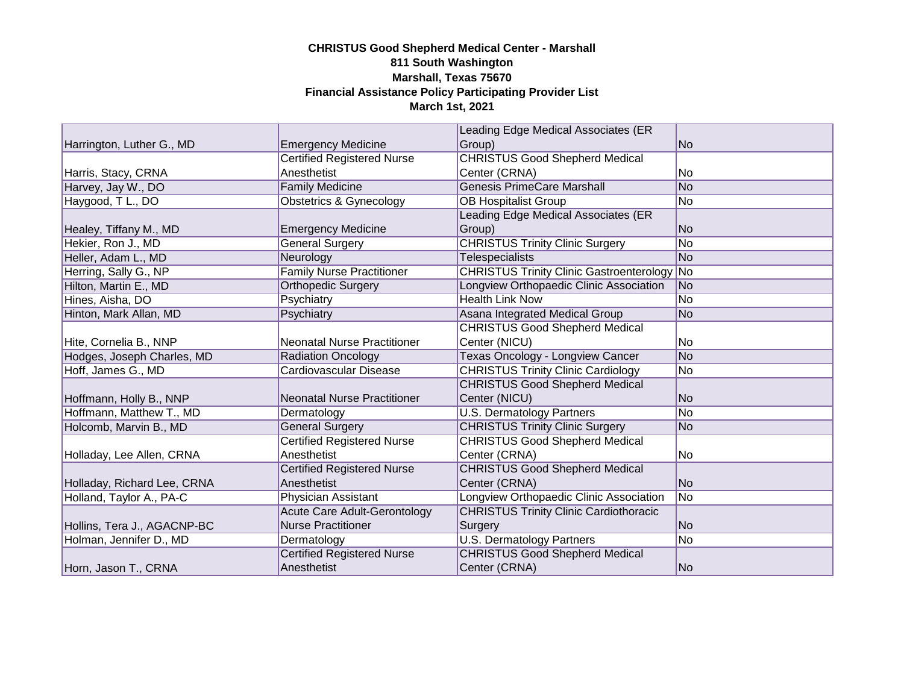**CHRISTUS Good Shepherd Medical Center - Marshall**
**811 South Washington**
**Marshall, Texas 75670**
**Financial Assistance Policy Participating Provider List**
**March 1st, 2021**

| | | | |
|---|---|---|---|
| Harrington, Luther G., MD | Emergency Medicine | Leading Edge Medical Associates (ER Group) | No |
| Harris, Stacy, CRNA | Certified Registered Nurse Anesthetist | CHRISTUS Good Shepherd Medical Center (CRNA) | No |
| Harvey, Jay W., DO | Family Medicine | Genesis PrimeCare Marshall | No |
| Haygood, T L., DO | Obstetrics & Gynecology | OB Hospitalist Group | No |
| Healey, Tiffany M., MD | Emergency Medicine | Leading Edge Medical Associates (ER Group) | No |
| Hekier, Ron J., MD | General Surgery | CHRISTUS Trinity Clinic Surgery | No |
| Heller, Adam L., MD | Neurology | Telespecialists | No |
| Herring, Sally G., NP | Family Nurse Practitioner | CHRISTUS Trinity Clinic Gastroenterology | No |
| Hilton, Martin E., MD | Orthopedic Surgery | Longview Orthopaedic Clinic Association | No |
| Hines, Aisha, DO | Psychiatry | Health Link Now | No |
| Hinton, Mark Allan, MD | Psychiatry | Asana Integrated Medical Group | No |
| Hite, Cornelia B., NNP | Neonatal Nurse Practitioner | CHRISTUS Good Shepherd Medical Center (NICU) | No |
| Hodges, Joseph Charles, MD | Radiation Oncology | Texas Oncology - Longview Cancer | No |
| Hoff, James G., MD | Cardiovascular Disease | CHRISTUS Trinity Clinic Cardiology | No |
| Hoffmann, Holly B., NNP | Neonatal Nurse Practitioner | CHRISTUS Good Shepherd Medical Center (NICU) | No |
| Hoffmann, Matthew T., MD | Dermatology | U.S. Dermatology Partners | No |
| Holcomb, Marvin B., MD | General Surgery | CHRISTUS Trinity Clinic Surgery | No |
| Holladay, Lee Allen, CRNA | Certified Registered Nurse Anesthetist | CHRISTUS Good Shepherd Medical Center (CRNA) | No |
| Holladay, Richard Lee, CRNA | Certified Registered Nurse Anesthetist | CHRISTUS Good Shepherd Medical Center (CRNA) | No |
| Holland, Taylor A., PA-C | Physician Assistant | Longview Orthopaedic Clinic Association | No |
| Hollins, Tera J., AGACNP-BC | Acute Care Adult-Gerontology Nurse Practitioner | CHRISTUS Trinity Clinic Cardiothoracic Surgery | No |
| Holman, Jennifer D., MD | Dermatology | U.S. Dermatology Partners | No |
| Horn, Jason T., CRNA | Certified Registered Nurse Anesthetist | CHRISTUS Good Shepherd Medical Center (CRNA) | No |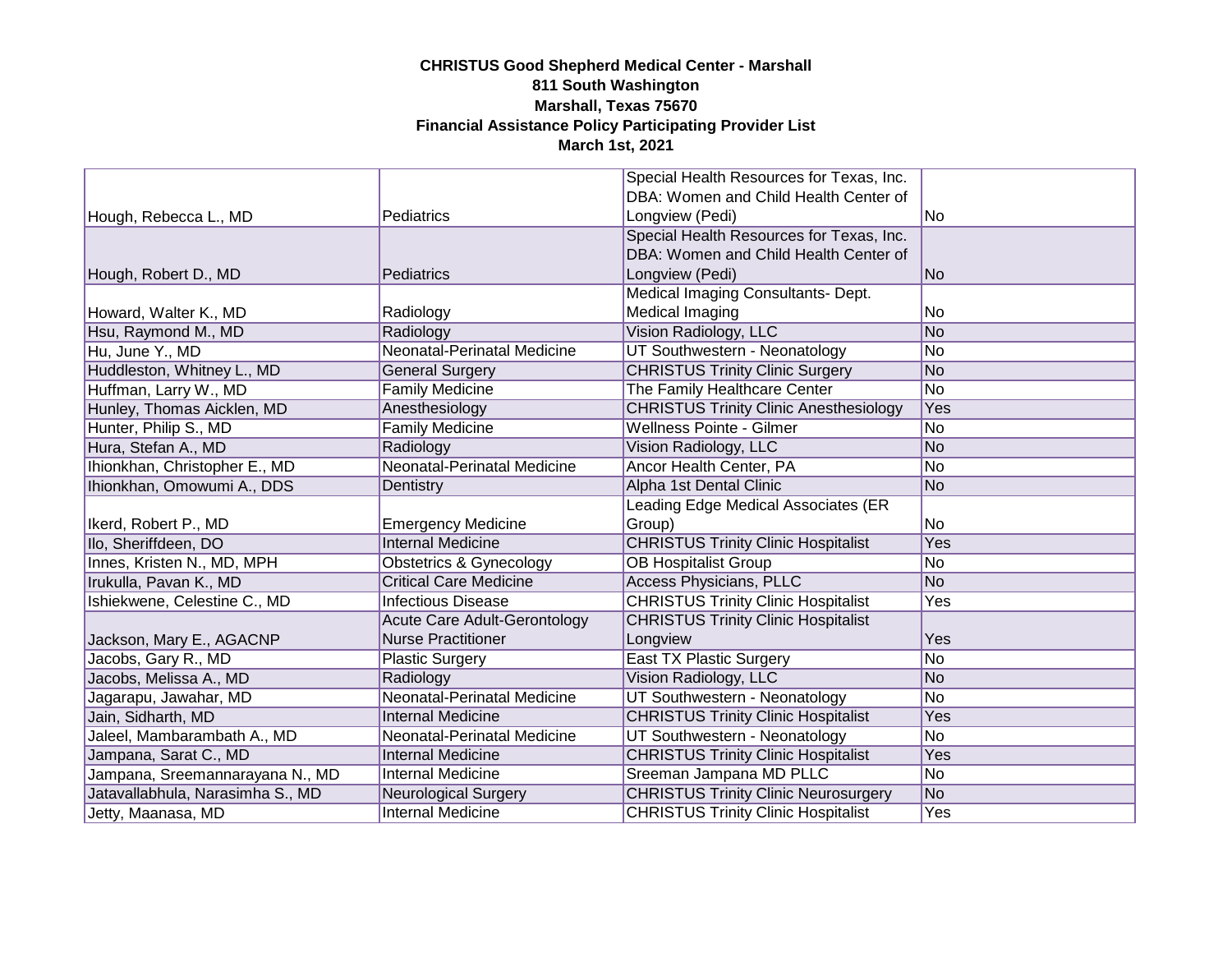**CHRISTUS Good Shepherd Medical Center - Marshall**
**811 South Washington**
**Marshall, Texas 75670**
**Financial Assistance Policy Participating Provider List**
**March 1st, 2021**

| | | | |
|---|---|---|---|
| Hough, Rebecca L., MD | Pediatrics | Special Health Resources for Texas, Inc. DBA: Women and Child Health Center of Longview (Pedi) | No |
| Hough, Robert D., MD | Pediatrics | Special Health Resources for Texas, Inc. DBA: Women and Child Health Center of Longview (Pedi) | No |
| Howard, Walter K., MD | Radiology | Medical Imaging Consultants- Dept. Medical Imaging | No |
| Hsu, Raymond M., MD | Radiology | Vision Radiology, LLC | No |
| Hu, June Y., MD | Neonatal-Perinatal Medicine | UT Southwestern - Neonatology | No |
| Huddleston, Whitney L., MD | General Surgery | CHRISTUS Trinity Clinic Surgery | No |
| Huffman, Larry W., MD | Family Medicine | The Family Healthcare Center | No |
| Hunley, Thomas Aicklen, MD | Anesthesiology | CHRISTUS Trinity Clinic Anesthesiology | Yes |
| Hunter, Philip S., MD | Family Medicine | Wellness Pointe - Gilmer | No |
| Hura, Stefan A., MD | Radiology | Vision Radiology, LLC | No |
| Ihionkhan, Christopher E., MD | Neonatal-Perinatal Medicine | Ancor Health Center, PA | No |
| Ihionkhan, Omowumi A., DDS | Dentistry | Alpha 1st Dental Clinic | No |
| Ikerd, Robert P., MD | Emergency Medicine | Leading Edge Medical Associates (ER Group) | No |
| Ilo, Sheriffdeen, DO | Internal Medicine | CHRISTUS Trinity Clinic Hospitalist | Yes |
| Innes, Kristen N., MD, MPH | Obstetrics & Gynecology | OB Hospitalist Group | No |
| Irukulla, Pavan K., MD | Critical Care Medicine | Access Physicians, PLLC | No |
| Ishiekwene, Celestine C., MD | Infectious Disease | CHRISTUS Trinity Clinic Hospitalist | Yes |
| Jackson, Mary E., AGACNP | Acute Care Adult-Gerontology Nurse Practitioner | CHRISTUS Trinity Clinic Hospitalist Longview | Yes |
| Jacobs, Gary R., MD | Plastic Surgery | East TX Plastic Surgery | No |
| Jacobs, Melissa A., MD | Radiology | Vision Radiology, LLC | No |
| Jagarapu, Jawahar, MD | Neonatal-Perinatal Medicine | UT Southwestern - Neonatology | No |
| Jain, Sidharth, MD | Internal Medicine | CHRISTUS Trinity Clinic Hospitalist | Yes |
| Jaleel, Mambarambath A., MD | Neonatal-Perinatal Medicine | UT Southwestern - Neonatology | No |
| Jampana, Sarat C., MD | Internal Medicine | CHRISTUS Trinity Clinic Hospitalist | Yes |
| Jampana, Sreemannarayana N., MD | Internal Medicine | Sreeman Jampana MD PLLC | No |
| Jatavallabhula, Narasimha S., MD | Neurological Surgery | CHRISTUS Trinity Clinic Neurosurgery | No |
| Jetty, Maanasa, MD | Internal Medicine | CHRISTUS Trinity Clinic Hospitalist | Yes |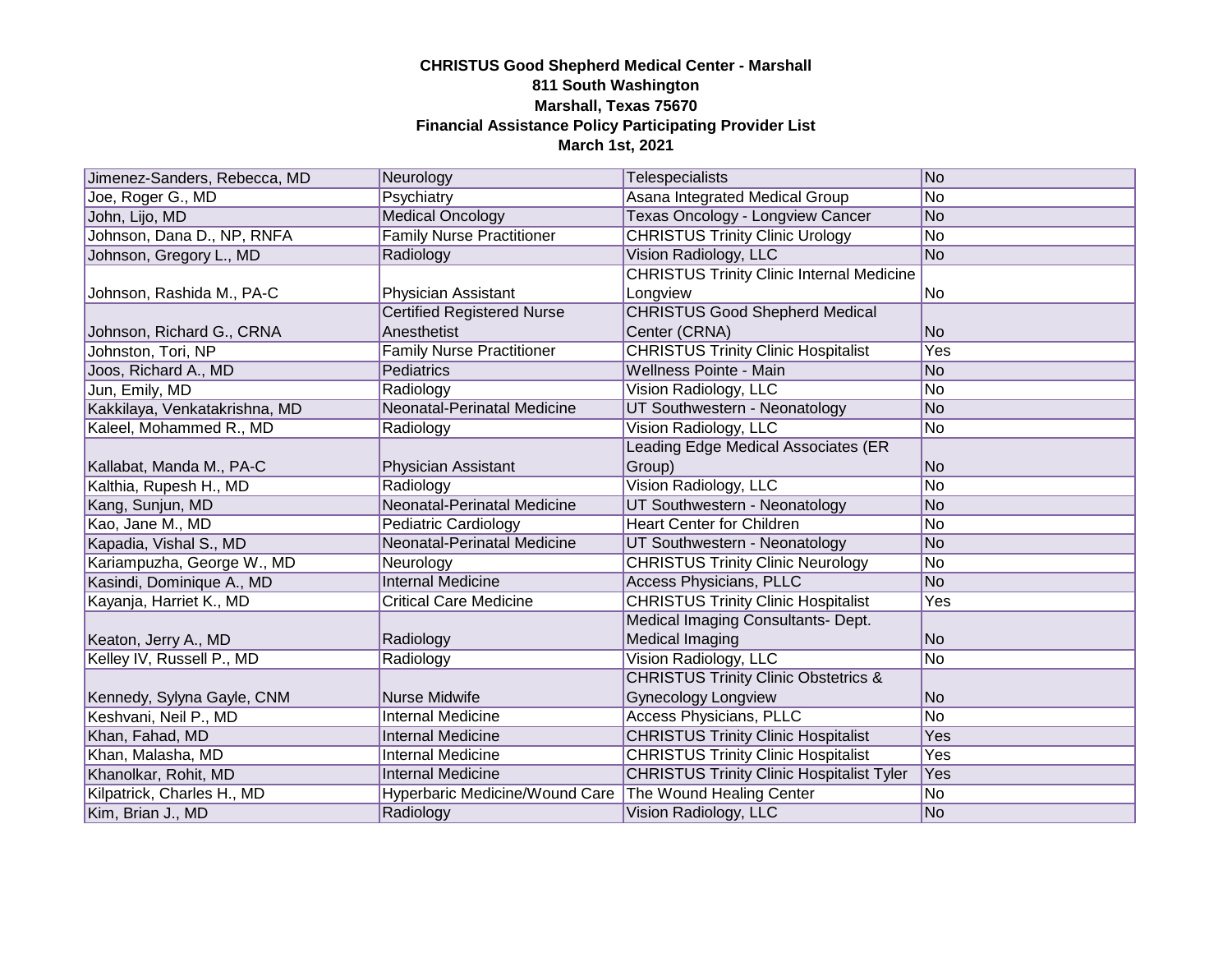**CHRISTUS Good Shepherd Medical Center - Marshall**
**811 South Washington**
**Marshall, Texas 75670**
**Financial Assistance Policy Participating Provider List**
**March 1st, 2021**

| | | | |
|---|---|---|---|
| Jimenez-Sanders, Rebecca, MD | Neurology | Telespecialists | No |
| Joe, Roger G., MD | Psychiatry | Asana Integrated Medical Group | No |
| John, Lijo, MD | Medical Oncology | Texas Oncology - Longview Cancer | No |
| Johnson, Dana D., NP, RNFA | Family Nurse Practitioner | CHRISTUS Trinity Clinic Urology | No |
| Johnson, Gregory L., MD | Radiology | Vision Radiology, LLC | No |
| Johnson, Rashida M., PA-C | Physician Assistant | CHRISTUS Trinity Clinic Internal Medicine Longview | No |
| Johnson, Richard G., CRNA | Certified Registered Nurse Anesthetist | CHRISTUS Good Shepherd Medical Center (CRNA) | No |
| Johnston, Tori, NP | Family Nurse Practitioner | CHRISTUS Trinity Clinic Hospitalist | Yes |
| Joos, Richard A., MD | Pediatrics | Wellness Pointe - Main | No |
| Jun, Emily, MD | Radiology | Vision Radiology, LLC | No |
| Kakkilaya, Venkatakrishna, MD | Neonatal-Perinatal Medicine | UT Southwestern - Neonatology | No |
| Kaleel, Mohammed R., MD | Radiology | Vision Radiology, LLC | No |
| Kallabat, Manda M., PA-C | Physician Assistant | Leading Edge Medical Associates (ER Group) | No |
| Kalthia, Rupesh H., MD | Radiology | Vision Radiology, LLC | No |
| Kang, Sunjun, MD | Neonatal-Perinatal Medicine | UT Southwestern - Neonatology | No |
| Kao, Jane M., MD | Pediatric Cardiology | Heart Center for Children | No |
| Kapadia, Vishal S., MD | Neonatal-Perinatal Medicine | UT Southwestern - Neonatology | No |
| Kariampuzha, George W., MD | Neurology | CHRISTUS Trinity Clinic Neurology | No |
| Kasindi, Dominique A., MD | Internal Medicine | Access Physicians, PLLC | No |
| Kayanja, Harriet K., MD | Critical Care Medicine | CHRISTUS Trinity Clinic Hospitalist | Yes |
| Keaton, Jerry A., MD | Radiology | Medical Imaging Consultants- Dept. Medical Imaging | No |
| Kelley IV, Russell P., MD | Radiology | Vision Radiology, LLC | No |
| Kennedy, Sylyna Gayle, CNM | Nurse Midwife | CHRISTUS Trinity Clinic Obstetrics & Gynecology Longview | No |
| Keshvani, Neil P., MD | Internal Medicine | Access Physicians, PLLC | No |
| Khan, Fahad, MD | Internal Medicine | CHRISTUS Trinity Clinic Hospitalist | Yes |
| Khan, Malasha, MD | Internal Medicine | CHRISTUS Trinity Clinic Hospitalist | Yes |
| Khanolkar, Rohit, MD | Internal Medicine | CHRISTUS Trinity Clinic Hospitalist Tyler | Yes |
| Kilpatrick, Charles H., MD | Hyperbaric Medicine/Wound Care | The Wound Healing Center | No |
| Kim, Brian J., MD | Radiology | Vision Radiology, LLC | No |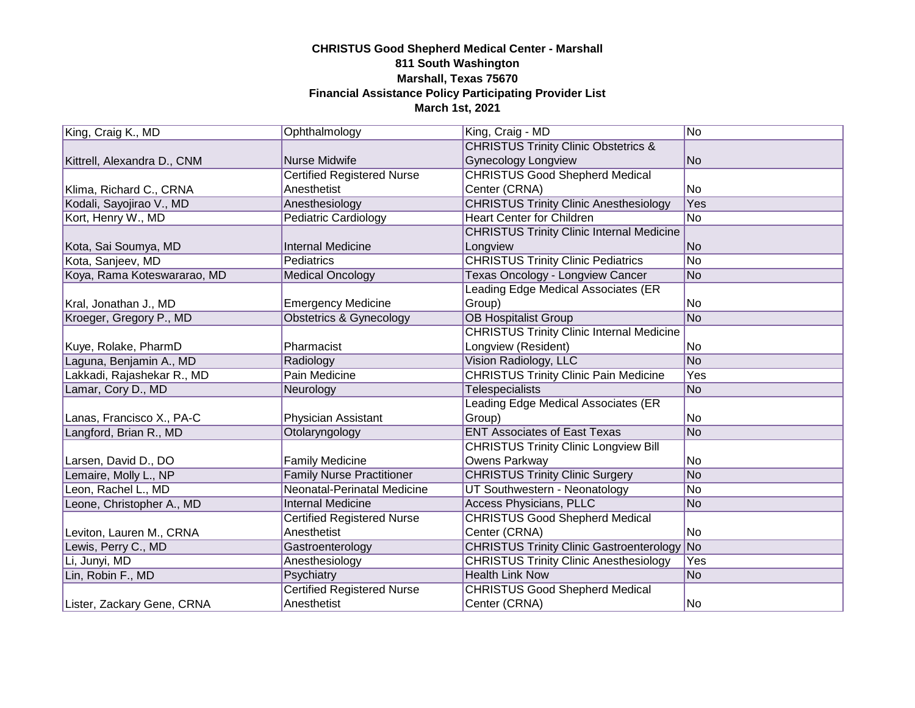**CHRISTUS Good Shepherd Medical Center - Marshall**
**811 South Washington**
**Marshall, Texas 75670**
**Financial Assistance Policy Participating Provider List**
**March 1st, 2021**

| | | | |
|---|---|---|---|
| King, Craig K., MD | Ophthalmology | King, Craig - MD | No |
| Kittrell, Alexandra D., CNM | Nurse Midwife | CHRISTUS Trinity Clinic Obstetrics & Gynecology Longview | No |
| Klima, Richard C., CRNA | Certified Registered Nurse Anesthetist | CHRISTUS Good Shepherd Medical Center (CRNA) | No |
| Kodali, Sayojirao V., MD | Anesthesiology | CHRISTUS Trinity Clinic Anesthesiology | Yes |
| Kort, Henry W., MD | Pediatric Cardiology | Heart Center for Children | No |
| Kota, Sai Soumya, MD | Internal Medicine | CHRISTUS Trinity Clinic Internal Medicine Longview | No |
| Kota, Sanjeev, MD | Pediatrics | CHRISTUS Trinity Clinic Pediatrics | No |
| Koya, Rama Koteswararao, MD | Medical Oncology | Texas Oncology - Longview Cancer | No |
| Kral, Jonathan J., MD | Emergency Medicine | Leading Edge Medical Associates (ER Group) | No |
| Kroeger, Gregory P., MD | Obstetrics & Gynecology | OB Hospitalist Group | No |
| Kuye, Rolake, PharmD | Pharmacist | CHRISTUS Trinity Clinic Internal Medicine Longview (Resident) | No |
| Laguna, Benjamin A., MD | Radiology | Vision Radiology, LLC | No |
| Lakkadi, Rajashekar R., MD | Pain Medicine | CHRISTUS Trinity Clinic Pain Medicine | Yes |
| Lamar, Cory D., MD | Neurology | Telespecialists | No |
| Lanas, Francisco X., PA-C | Physician Assistant | Leading Edge Medical Associates (ER Group) | No |
| Langford, Brian R., MD | Otolaryngology | ENT Associates of East Texas | No |
| Larsen, David D., DO | Family Medicine | CHRISTUS Trinity Clinic Longview Bill Owens Parkway | No |
| Lemaire, Molly L., NP | Family Nurse Practitioner | CHRISTUS Trinity Clinic Surgery | No |
| Leon, Rachel L., MD | Neonatal-Perinatal Medicine | UT Southwestern - Neonatology | No |
| Leone, Christopher A., MD | Internal Medicine | Access Physicians, PLLC | No |
| Leviton, Lauren M., CRNA | Certified Registered Nurse Anesthetist | CHRISTUS Good Shepherd Medical Center (CRNA) | No |
| Lewis, Perry C., MD | Gastroenterology | CHRISTUS Trinity Clinic Gastroenterology | No |
| Li, Junyi, MD | Anesthesiology | CHRISTUS Trinity Clinic Anesthesiology | Yes |
| Lin, Robin F., MD | Psychiatry | Health Link Now | No |
| Lister, Zackary Gene, CRNA | Certified Registered Nurse Anesthetist | CHRISTUS Good Shepherd Medical Center (CRNA) | No |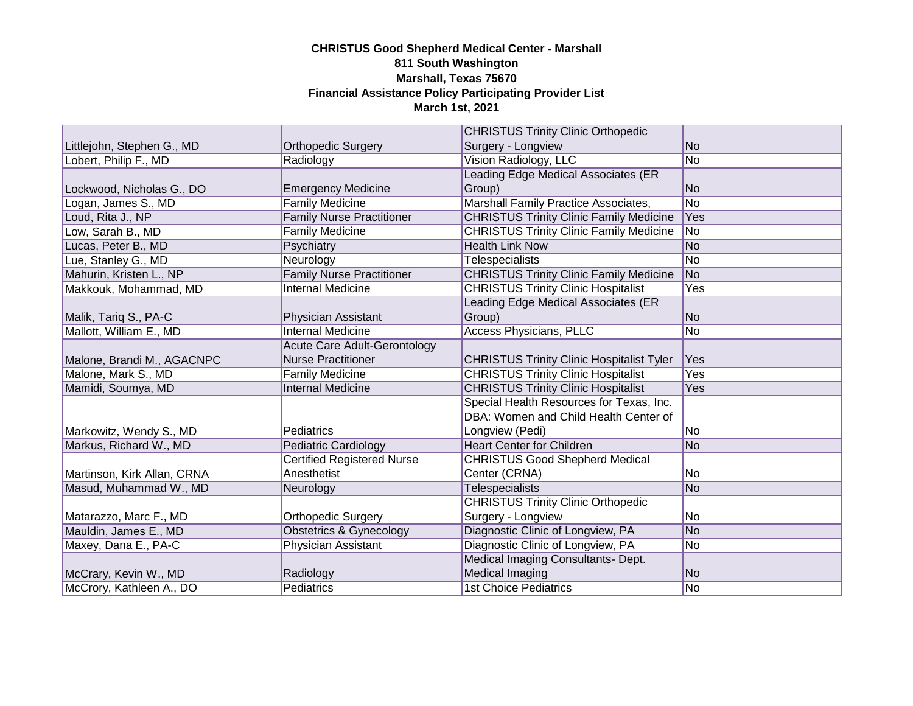**CHRISTUS Good Shepherd Medical Center - Marshall**
**811 South Washington**
**Marshall, Texas 75670**
**Financial Assistance Policy Participating Provider List**
**March 1st, 2021**

| | | | |
|---|---|---|---|
| Littlejohn, Stephen G., MD | Orthopedic Surgery | CHRISTUS Trinity Clinic Orthopedic Surgery - Longview | No |
| Lobert, Philip F., MD | Radiology | Vision Radiology, LLC | No |
| Lockwood, Nicholas G., DO | Emergency Medicine | Leading Edge Medical Associates (ER Group) | No |
| Logan, James S., MD | Family Medicine | Marshall Family Practice Associates, | No |
| Loud, Rita J., NP | Family Nurse Practitioner | CHRISTUS Trinity Clinic Family Medicine | Yes |
| Low, Sarah B., MD | Family Medicine | CHRISTUS Trinity Clinic Family Medicine | No |
| Lucas, Peter B., MD | Psychiatry | Health Link Now | No |
| Lue, Stanley G., MD | Neurology | Telespecialists | No |
| Mahurin, Kristen L., NP | Family Nurse Practitioner | CHRISTUS Trinity Clinic Family Medicine | No |
| Makkouk, Mohammad, MD | Internal Medicine | CHRISTUS Trinity Clinic Hospitalist | Yes |
| Malik, Tariq S., PA-C | Physician Assistant | Leading Edge Medical Associates (ER Group) | No |
| Mallott, William E., MD | Internal Medicine | Access Physicians, PLLC | No |
| Malone, Brandi M., AGACNPC | Acute Care Adult-Gerontology Nurse Practitioner | CHRISTUS Trinity Clinic Hospitalist Tyler | Yes |
| Malone, Mark S., MD | Family Medicine | CHRISTUS Trinity Clinic Hospitalist | Yes |
| Mamidi, Soumya, MD | Internal Medicine | CHRISTUS Trinity Clinic Hospitalist | Yes |
| Markowitz, Wendy S., MD | Pediatrics | Special Health Resources for Texas, Inc. DBA: Women and Child Health Center of Longview (Pedi) | No |
| Markus, Richard W., MD | Pediatric Cardiology | Heart Center for Children | No |
| Martinson, Kirk Allan, CRNA | Certified Registered Nurse Anesthetist | CHRISTUS Good Shepherd Medical Center (CRNA) | No |
| Masud, Muhammad W., MD | Neurology | Telespecialists | No |
| Matarazzo, Marc F., MD | Orthopedic Surgery | CHRISTUS Trinity Clinic Orthopedic Surgery - Longview | No |
| Mauldin, James E., MD | Obstetrics & Gynecology | Diagnostic Clinic of Longview, PA | No |
| Maxey, Dana E., PA-C | Physician Assistant | Diagnostic Clinic of Longview, PA | No |
| McCrary, Kevin W., MD | Radiology | Medical Imaging Consultants- Dept. Medical Imaging | No |
| McCrory, Kathleen A., DO | Pediatrics | 1st Choice Pediatrics | No |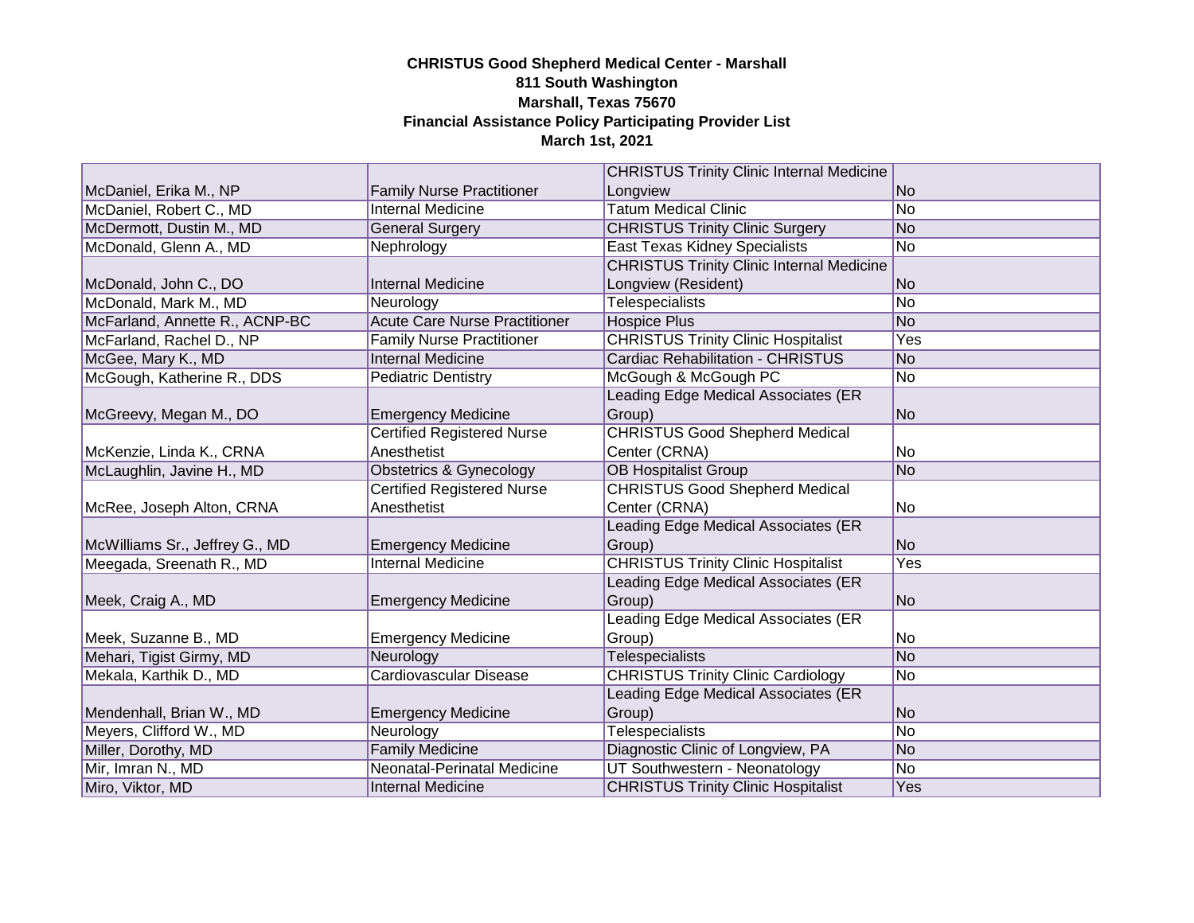**CHRISTUS Good Shepherd Medical Center - Marshall**
**811 South Washington**
**Marshall, Texas 75670**
**Financial Assistance Policy Participating Provider List**
**March 1st, 2021**

| | | | |
|---|---|---|---|
| McDaniel, Erika M., NP | Family Nurse Practitioner | CHRISTUS Trinity Clinic Internal Medicine Longview | No |
| McDaniel, Robert C., MD | Internal Medicine | Tatum Medical Clinic | No |
| McDermott, Dustin M., MD | General Surgery | CHRISTUS Trinity Clinic Surgery | No |
| McDonald, Glenn A., MD | Nephrology | East Texas Kidney Specialists | No |
| McDonald, John C., DO | Internal Medicine | CHRISTUS Trinity Clinic Internal Medicine Longview (Resident) | No |
| McDonald, Mark M., MD | Neurology | Telespecialists | No |
| McFarland, Annette R., ACNP-BC | Acute Care Nurse Practitioner | Hospice Plus | No |
| McFarland, Rachel D., NP | Family Nurse Practitioner | CHRISTUS Trinity Clinic Hospitalist | Yes |
| McGee, Mary K., MD | Internal Medicine | Cardiac Rehabilitation - CHRISTUS | No |
| McGough, Katherine R., DDS | Pediatric Dentistry | McGough & McGough PC | No |
| McGreevy, Megan M., DO | Emergency Medicine | Leading Edge Medical Associates (ER Group) | No |
| McKenzie, Linda K., CRNA | Certified Registered Nurse Anesthetist | CHRISTUS Good Shepherd Medical Center (CRNA) | No |
| McLaughlin, Javine H., MD | Obstetrics & Gynecology | OB Hospitalist Group | No |
| McRee, Joseph Alton, CRNA | Certified Registered Nurse Anesthetist | CHRISTUS Good Shepherd Medical Center (CRNA) | No |
| McWilliams Sr., Jeffrey G., MD | Emergency Medicine | Leading Edge Medical Associates (ER Group) | No |
| Meegada, Sreenath R., MD | Internal Medicine | CHRISTUS Trinity Clinic Hospitalist | Yes |
| Meek, Craig A., MD | Emergency Medicine | Leading Edge Medical Associates (ER Group) | No |
| Meek, Suzanne B., MD | Emergency Medicine | Leading Edge Medical Associates (ER Group) | No |
| Mehari, Tigist Girmy, MD | Neurology | Telespecialists | No |
| Mekala, Karthik D., MD | Cardiovascular Disease | CHRISTUS Trinity Clinic Cardiology | No |
| Mendenhall, Brian W., MD | Emergency Medicine | Leading Edge Medical Associates (ER Group) | No |
| Meyers, Clifford W., MD | Neurology | Telespecialists | No |
| Miller, Dorothy, MD | Family Medicine | Diagnostic Clinic of Longview, PA | No |
| Mir, Imran N., MD | Neonatal-Perinatal Medicine | UT Southwestern - Neonatology | No |
| Miro, Viktor, MD | Internal Medicine | CHRISTUS Trinity Clinic Hospitalist | Yes |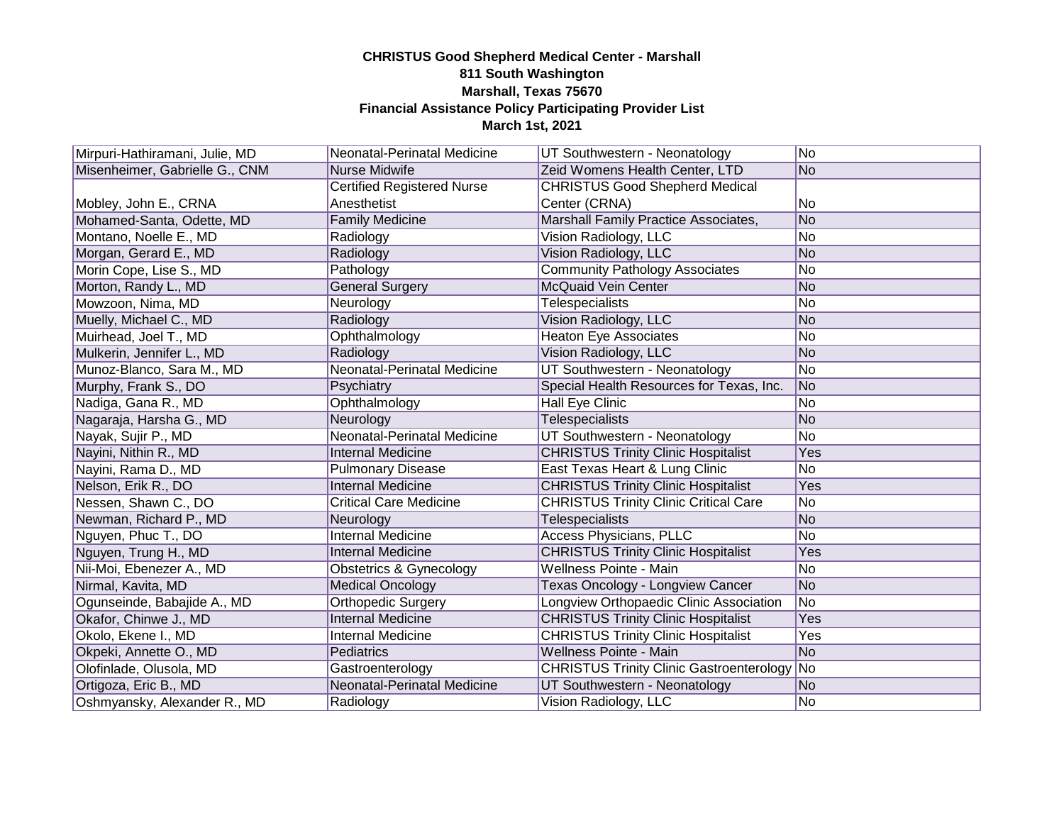**CHRISTUS Good Shepherd Medical Center - Marshall**
**811 South Washington**
**Marshall, Texas 75670**
**Financial Assistance Policy Participating Provider List**
**March 1st, 2021**

| | | | |
|---|---|---|---|
| Mirpuri-Hathiramani, Julie, MD | Neonatal-Perinatal Medicine | UT Southwestern - Neonatology | No |
| Misenheimer, Gabrielle G., CNM | Nurse Midwife | Zeid Womens Health Center, LTD | No |
| Mobley, John E., CRNA | Certified Registered Nurse Anesthetist | CHRISTUS Good Shepherd Medical Center (CRNA) | No |
| Mohamed-Santa, Odette, MD | Family Medicine | Marshall Family Practice Associates, | No |
| Montano, Noelle E., MD | Radiology | Vision Radiology, LLC | No |
| Morgan, Gerard E., MD | Radiology | Vision Radiology, LLC | No |
| Morin Cope, Lise S., MD | Pathology | Community Pathology Associates | No |
| Morton, Randy L., MD | General Surgery | McQuaid Vein Center | No |
| Mowzoon, Nima, MD | Neurology | Telespecialists | No |
| Muelly, Michael C., MD | Radiology | Vision Radiology, LLC | No |
| Muirhead, Joel T., MD | Ophthalmology | Heaton Eye Associates | No |
| Mulkerin, Jennifer L., MD | Radiology | Vision Radiology, LLC | No |
| Munoz-Blanco, Sara M., MD | Neonatal-Perinatal Medicine | UT Southwestern - Neonatology | No |
| Murphy, Frank S., DO | Psychiatry | Special Health Resources for Texas, Inc. | No |
| Nadiga, Gana R., MD | Ophthalmology | Hall Eye Clinic | No |
| Nagaraja, Harsha G., MD | Neurology | Telespecialists | No |
| Nayak, Sujir P., MD | Neonatal-Perinatal Medicine | UT Southwestern - Neonatology | No |
| Nayini, Nithin R., MD | Internal Medicine | CHRISTUS Trinity Clinic Hospitalist | Yes |
| Nayini, Rama D., MD | Pulmonary Disease | East Texas Heart & Lung Clinic | No |
| Nelson, Erik R., DO | Internal Medicine | CHRISTUS Trinity Clinic Hospitalist | Yes |
| Nessen, Shawn C., DO | Critical Care Medicine | CHRISTUS Trinity Clinic Critical Care | No |
| Newman, Richard P., MD | Neurology | Telespecialists | No |
| Nguyen, Phuc T., DO | Internal Medicine | Access Physicians, PLLC | No |
| Nguyen, Trung H., MD | Internal Medicine | CHRISTUS Trinity Clinic Hospitalist | Yes |
| Nii-Moi, Ebenezer A., MD | Obstetrics & Gynecology | Wellness Pointe - Main | No |
| Nirmal, Kavita, MD | Medical Oncology | Texas Oncology - Longview Cancer | No |
| Ogunseinde, Babajide A., MD | Orthopedic Surgery | Longview Orthopaedic Clinic Association | No |
| Okafor, Chinwe J., MD | Internal Medicine | CHRISTUS Trinity Clinic Hospitalist | Yes |
| Okolo, Ekene I., MD | Internal Medicine | CHRISTUS Trinity Clinic Hospitalist | Yes |
| Okpeki, Annette O., MD | Pediatrics | Wellness Pointe - Main | No |
| Olofinlade, Olusola, MD | Gastroenterology | CHRISTUS Trinity Clinic Gastroenterology | No |
| Ortigoza, Eric B., MD | Neonatal-Perinatal Medicine | UT Southwestern - Neonatology | No |
| Oshmyansky, Alexander R., MD | Radiology | Vision Radiology, LLC | No |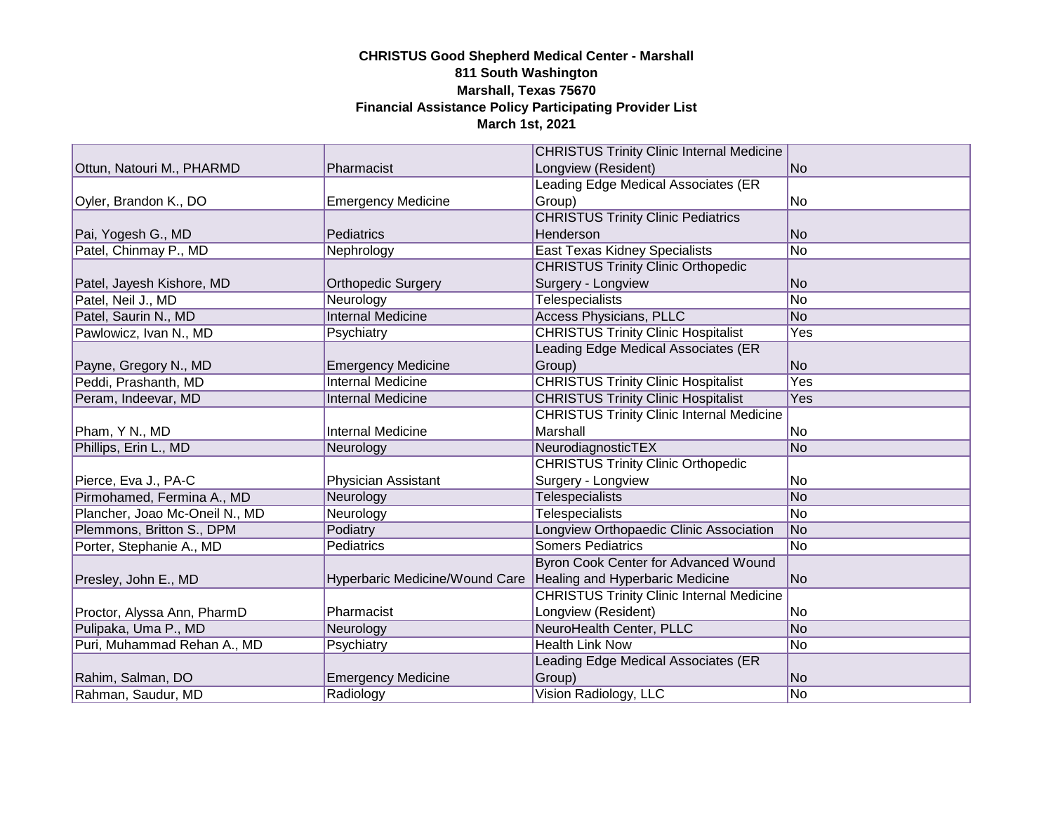**CHRISTUS Good Shepherd Medical Center - Marshall**
**811 South Washington**
**Marshall, Texas 75670**
**Financial Assistance Policy Participating Provider List**
**March 1st, 2021**

| | | | |
|---|---|---|---|
| Ottun, Natouri M., PHARMD | Pharmacist | CHRISTUS Trinity Clinic Internal Medicine Longview (Resident) | No |
| Oyler, Brandon K., DO | Emergency Medicine | Leading Edge Medical Associates (ER Group) | No |
| Pai, Yogesh G., MD | Pediatrics | CHRISTUS Trinity Clinic Pediatrics Henderson | No |
| Patel, Chinmay P., MD | Nephrology | East Texas Kidney Specialists | No |
| Patel, Jayesh Kishore, MD | Orthopedic Surgery | CHRISTUS Trinity Clinic Orthopedic Surgery - Longview | No |
| Patel, Neil J., MD | Neurology | Telespecialists | No |
| Patel, Saurin N., MD | Internal Medicine | Access Physicians, PLLC | No |
| Pawlowicz, Ivan N., MD | Psychiatry | CHRISTUS Trinity Clinic Hospitalist | Yes |
| Payne, Gregory N., MD | Emergency Medicine | Leading Edge Medical Associates (ER Group) | No |
| Peddi, Prashanth, MD | Internal Medicine | CHRISTUS Trinity Clinic Hospitalist | Yes |
| Peram, Indeevar, MD | Internal Medicine | CHRISTUS Trinity Clinic Hospitalist | Yes |
| Pham, Y N., MD | Internal Medicine | CHRISTUS Trinity Clinic Internal Medicine Marshall | No |
| Phillips, Erin L., MD | Neurology | NeurodiagnosticTEX | No |
| Pierce, Eva J., PA-C | Physician Assistant | CHRISTUS Trinity Clinic Orthopedic Surgery - Longview | No |
| Pirmohamed, Fermina A., MD | Neurology | Telespecialists | No |
| Plancher, Joao Mc-Oneil N., MD | Neurology | Telespecialists | No |
| Plemmons, Britton S., DPM | Podiatry | Longview Orthopaedic Clinic Association | No |
| Porter, Stephanie A., MD | Pediatrics | Somers Pediatrics | No |
| Presley, John E., MD | Hyperbaric Medicine/Wound Care | Byron Cook Center for Advanced Wound Healing and Hyperbaric Medicine | No |
| Proctor, Alyssa Ann, PharmD | Pharmacist | CHRISTUS Trinity Clinic Internal Medicine Longview (Resident) | No |
| Pulipaka, Uma P., MD | Neurology | NeuroHealth Center, PLLC | No |
| Puri, Muhammad Rehan A., MD | Psychiatry | Health Link Now | No |
| Rahim, Salman, DO | Emergency Medicine | Leading Edge Medical Associates (ER Group) | No |
| Rahman, Saudur, MD | Radiology | Vision Radiology, LLC | No |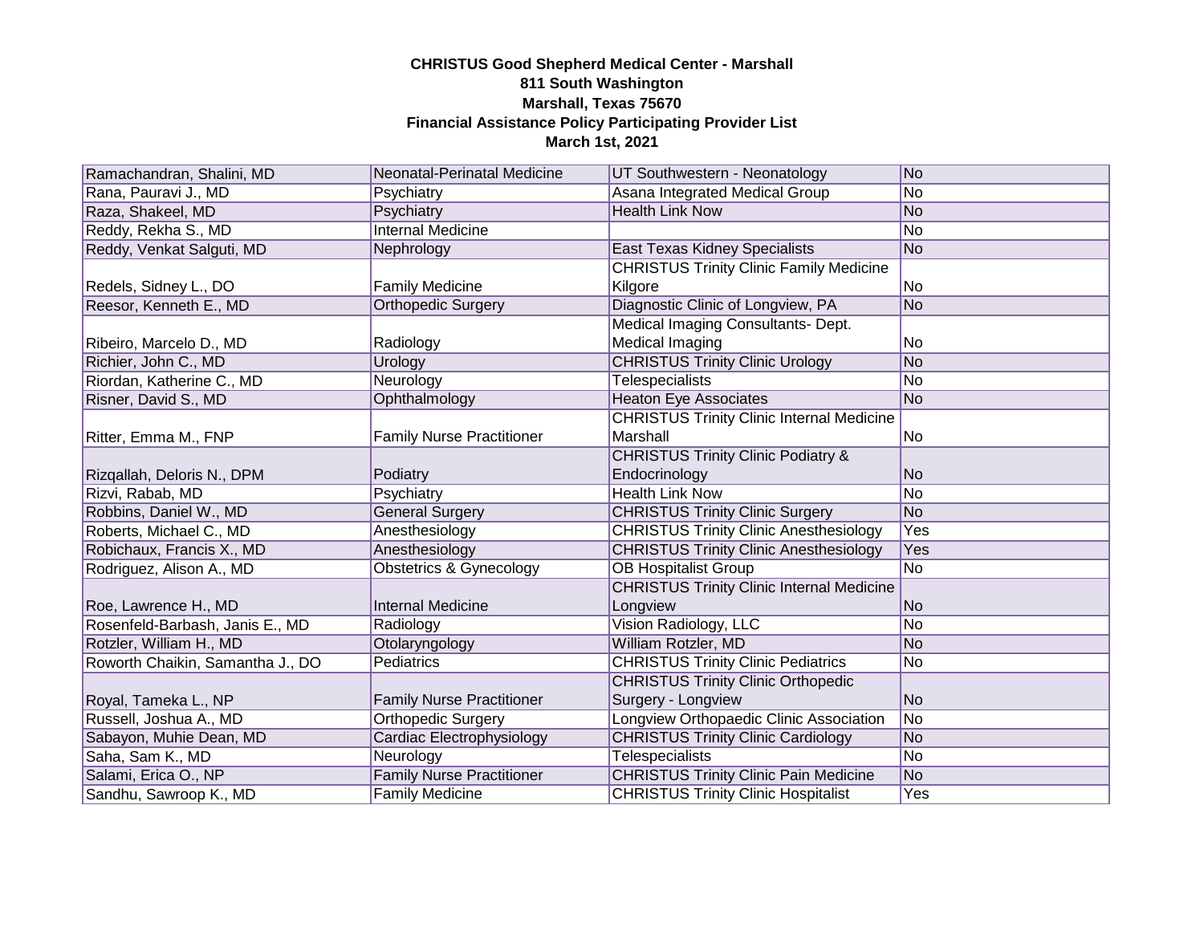**CHRISTUS Good Shepherd Medical Center - Marshall**
**811 South Washington**
**Marshall, Texas 75670**
**Financial Assistance Policy Participating Provider List**
**March 1st, 2021**

| | | | |
|---|---|---|---|
| Ramachandran, Shalini, MD | Neonatal-Perinatal Medicine | UT Southwestern - Neonatology | No |
| Rana, Pauravi J., MD | Psychiatry | Asana Integrated Medical Group | No |
| Raza, Shakeel, MD | Psychiatry | Health Link Now | No |
| Reddy, Rekha S., MD | Internal Medicine | | No |
| Reddy, Venkat Salguti, MD | Nephrology | East Texas Kidney Specialists | No |
| Redels, Sidney L., DO | Family Medicine | CHRISTUS Trinity Clinic Family Medicine Kilgore | No |
| Reesor, Kenneth E., MD | Orthopedic Surgery | Diagnostic Clinic of Longview, PA | No |
| Ribeiro, Marcelo D., MD | Radiology | Medical Imaging Consultants- Dept. Medical Imaging | No |
| Richier, John C., MD | Urology | CHRISTUS Trinity Clinic Urology | No |
| Riordan, Katherine C., MD | Neurology | Telespecialists | No |
| Risner, David S., MD | Ophthalmology | Heaton Eye Associates | No |
| Ritter, Emma M., FNP | Family Nurse Practitioner | CHRISTUS Trinity Clinic Internal Medicine Marshall | No |
| Rizqallah, Deloris N., DPM | Podiatry | CHRISTUS Trinity Clinic Podiatry & Endocrinology | No |
| Rizvi, Rabab, MD | Psychiatry | Health Link Now | No |
| Robbins, Daniel W., MD | General Surgery | CHRISTUS Trinity Clinic Surgery | No |
| Roberts, Michael C., MD | Anesthesiology | CHRISTUS Trinity Clinic Anesthesiology | Yes |
| Robichaux, Francis X., MD | Anesthesiology | CHRISTUS Trinity Clinic Anesthesiology | Yes |
| Rodriguez, Alison A., MD | Obstetrics & Gynecology | OB Hospitalist Group | No |
| Roe, Lawrence H., MD | Internal Medicine | CHRISTUS Trinity Clinic Internal Medicine Longview | No |
| Rosenfeld-Barbash, Janis E., MD | Radiology | Vision Radiology, LLC | No |
| Rotzler, William H., MD | Otolaryngology | William Rotzler, MD | No |
| Roworth Chaikin, Samantha J., DO | Pediatrics | CHRISTUS Trinity Clinic Pediatrics | No |
| Royal, Tameka L., NP | Family Nurse Practitioner | CHRISTUS Trinity Clinic Orthopedic Surgery - Longview | No |
| Russell, Joshua A., MD | Orthopedic Surgery | Longview Orthopaedic Clinic Association | No |
| Sabayon, Muhie Dean, MD | Cardiac Electrophysiology | CHRISTUS Trinity Clinic Cardiology | No |
| Saha, Sam K., MD | Neurology | Telespecialists | No |
| Salami, Erica O., NP | Family Nurse Practitioner | CHRISTUS Trinity Clinic Pain Medicine | No |
| Sandhu, Sawroop K., MD | Family Medicine | CHRISTUS Trinity Clinic Hospitalist | Yes |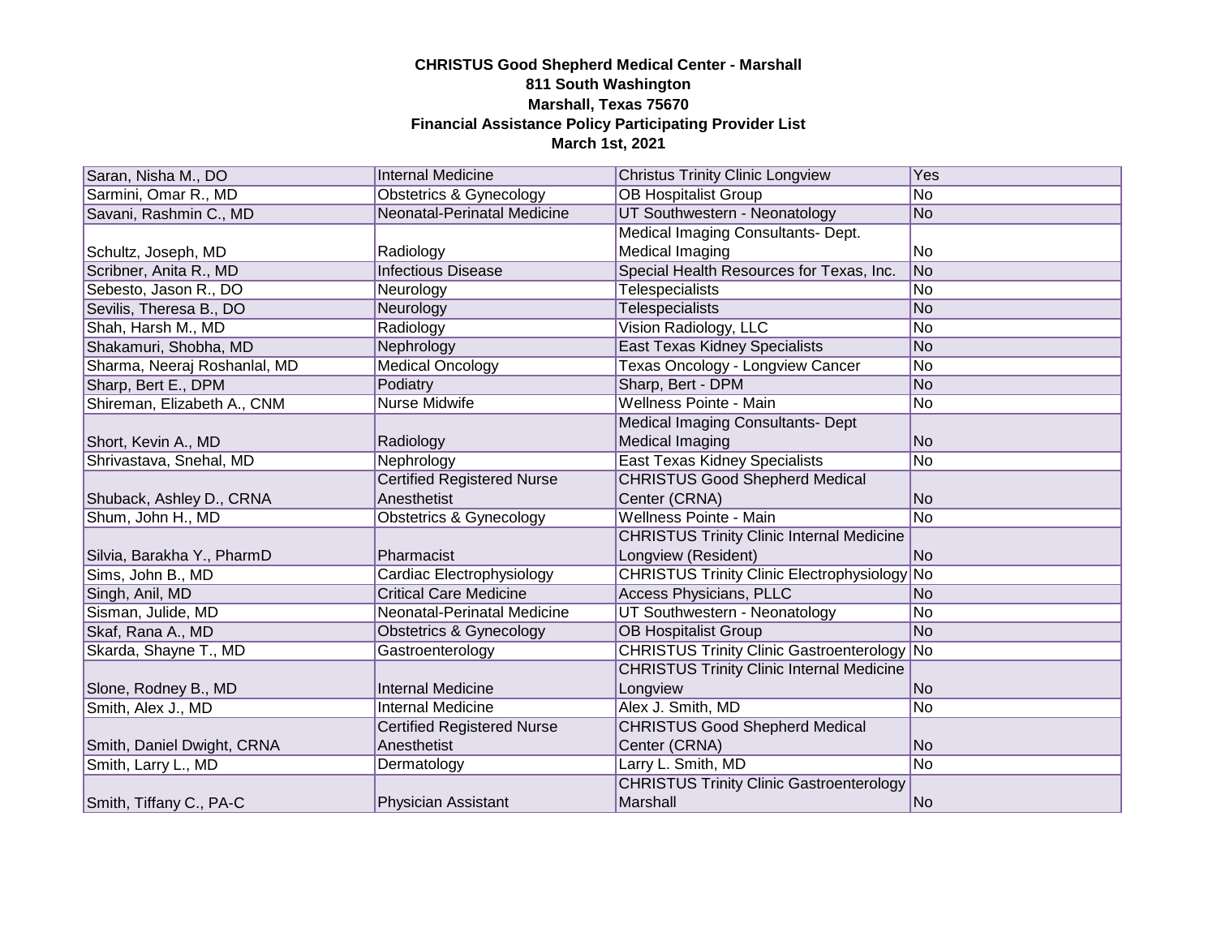**CHRISTUS Good Shepherd Medical Center - Marshall**
**811 South Washington**
**Marshall, Texas 75670**
**Financial Assistance Policy Participating Provider List**
**March 1st, 2021**

| | | | |
|---|---|---|---|
| Saran, Nisha M., DO | Internal Medicine | Christus Trinity Clinic Longview | Yes |
| Sarmini, Omar R., MD | Obstetrics & Gynecology | OB Hospitalist Group | No |
| Savani, Rashmin C., MD | Neonatal-Perinatal Medicine | UT Southwestern - Neonatology | No |
| Schultz, Joseph, MD | Radiology | Medical Imaging Consultants- Dept. Medical Imaging | No |
| Scribner, Anita R., MD | Infectious Disease | Special Health Resources for Texas, Inc. | No |
| Sebesto, Jason R., DO | Neurology | Telespecialists | No |
| Sevilis, Theresa B., DO | Neurology | Telespecialists | No |
| Shah, Harsh M., MD | Radiology | Vision Radiology, LLC | No |
| Shakamuri, Shobha, MD | Nephrology | East Texas Kidney Specialists | No |
| Sharma, Neeraj Roshanlal, MD | Medical Oncology | Texas Oncology - Longview Cancer | No |
| Sharp, Bert E., DPM | Podiatry | Sharp, Bert - DPM | No |
| Shireman, Elizabeth A., CNM | Nurse Midwife | Wellness Pointe - Main | No |
| Short, Kevin A., MD | Radiology | Medical Imaging Consultants- Dept Medical Imaging | No |
| Shrivastava, Snehal, MD | Nephrology | East Texas Kidney Specialists | No |
| Shuback, Ashley D., CRNA | Certified Registered Nurse Anesthetist | CHRISTUS Good Shepherd Medical Center (CRNA) | No |
| Shum, John H., MD | Obstetrics & Gynecology | Wellness Pointe - Main | No |
| Silvia, Barakha Y., PharmD | Pharmacist | CHRISTUS Trinity Clinic Internal Medicine Longview (Resident) | No |
| Sims, John B., MD | Cardiac Electrophysiology | CHRISTUS Trinity Clinic Electrophysiology | No |
| Singh, Anil, MD | Critical Care Medicine | Access Physicians, PLLC | No |
| Sisman, Julide, MD | Neonatal-Perinatal Medicine | UT Southwestern - Neonatology | No |
| Skaf, Rana A., MD | Obstetrics & Gynecology | OB Hospitalist Group | No |
| Skarda, Shayne T., MD | Gastroenterology | CHRISTUS Trinity Clinic Gastroenterology | No |
| Slone, Rodney B., MD | Internal Medicine | CHRISTUS Trinity Clinic Internal Medicine Longview | No |
| Smith, Alex J., MD | Internal Medicine | Alex J. Smith, MD | No |
| Smith, Daniel Dwight, CRNA | Certified Registered Nurse Anesthetist | CHRISTUS Good Shepherd Medical Center (CRNA) | No |
| Smith, Larry L., MD | Dermatology | Larry L. Smith, MD | No |
| Smith, Tiffany C., PA-C | Physician Assistant | CHRISTUS Trinity Clinic Gastroenterology Marshall | No |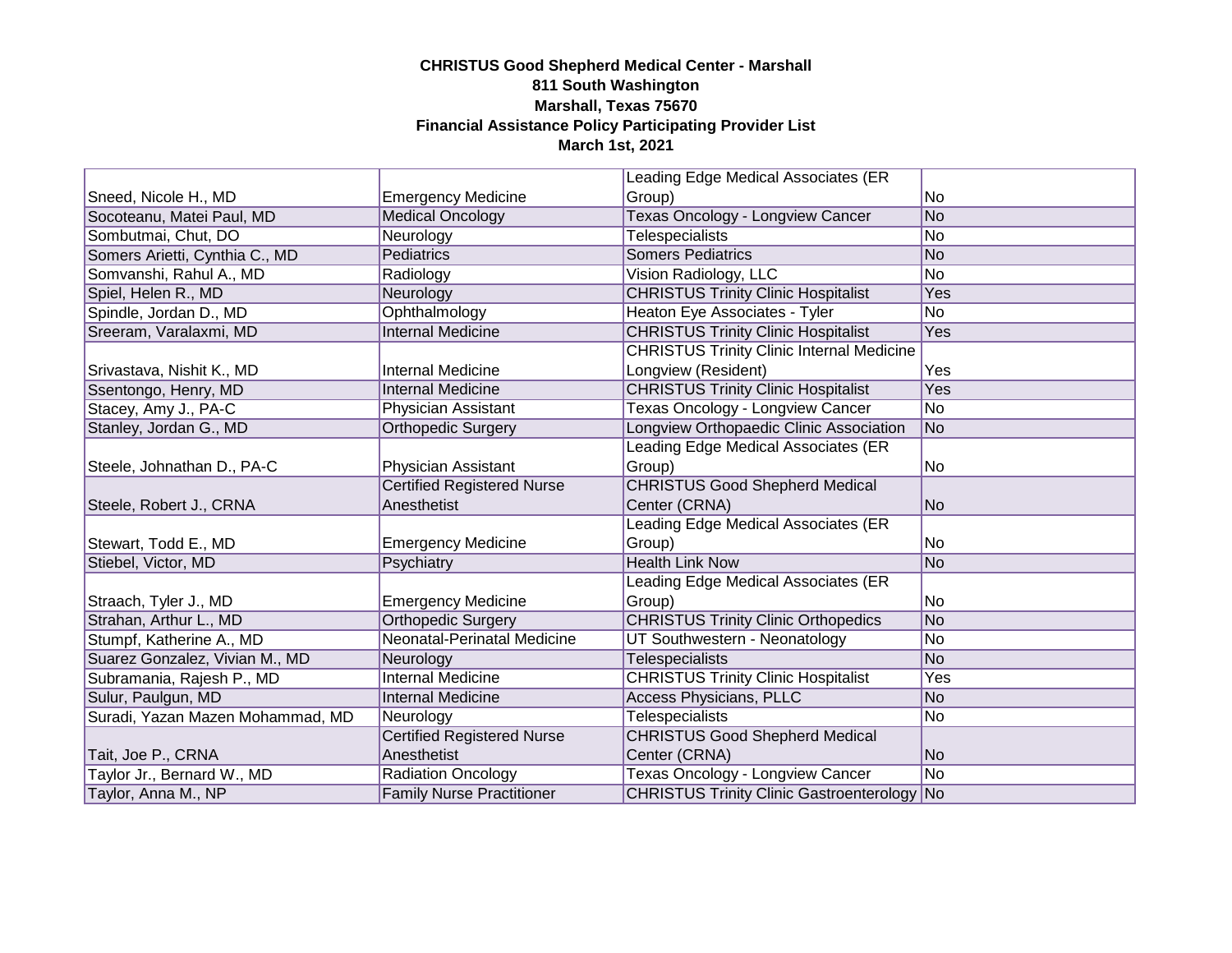**CHRISTUS Good Shepherd Medical Center - Marshall**
**811 South Washington**
**Marshall, Texas 75670**
**Financial Assistance Policy Participating Provider List**
**March 1st, 2021**

| | | | |
|---|---|---|---|
| Sneed, Nicole H., MD | Emergency Medicine | Leading Edge Medical Associates (ER Group) | No |
| Socoteanu, Matei Paul, MD | Medical Oncology | Texas Oncology - Longview Cancer | No |
| Sombutmai, Chut, DO | Neurology | Telespecialists | No |
| Somers Arietti, Cynthia C., MD | Pediatrics | Somers Pediatrics | No |
| Somvanshi, Rahul A., MD | Radiology | Vision Radiology, LLC | No |
| Spiel, Helen R., MD | Neurology | CHRISTUS Trinity Clinic Hospitalist | Yes |
| Spindle, Jordan D., MD | Ophthalmology | Heaton Eye Associates - Tyler | No |
| Sreeram, Varalaxmi, MD | Internal Medicine | CHRISTUS Trinity Clinic Hospitalist | Yes |
| Srivastava, Nishit K., MD | Internal Medicine | CHRISTUS Trinity Clinic Internal Medicine Longview (Resident) | Yes |
| Ssentongo, Henry, MD | Internal Medicine | CHRISTUS Trinity Clinic Hospitalist | Yes |
| Stacey, Amy J., PA-C | Physician Assistant | Texas Oncology - Longview Cancer | No |
| Stanley, Jordan G., MD | Orthopedic Surgery | Longview Orthopaedic Clinic Association | No |
| Steele, Johnathan D., PA-C | Physician Assistant | Leading Edge Medical Associates (ER Group) | No |
| Steele, Robert J., CRNA | Certified Registered Nurse Anesthetist | CHRISTUS Good Shepherd Medical Center (CRNA) | No |
| Stewart, Todd E., MD | Emergency Medicine | Leading Edge Medical Associates (ER Group) | No |
| Stiebel, Victor, MD | Psychiatry | Health Link Now | No |
| Straach, Tyler J., MD | Emergency Medicine | Leading Edge Medical Associates (ER Group) | No |
| Strahan, Arthur L., MD | Orthopedic Surgery | CHRISTUS Trinity Clinic Orthopedics | No |
| Stumpf, Katherine A., MD | Neonatal-Perinatal Medicine | UT Southwestern - Neonatology | No |
| Suarez Gonzalez, Vivian M., MD | Neurology | Telespecialists | No |
| Subramania, Rajesh P., MD | Internal Medicine | CHRISTUS Trinity Clinic Hospitalist | Yes |
| Sulur, Paulgun, MD | Internal Medicine | Access Physicians, PLLC | No |
| Suradi, Yazan Mazen Mohammad, MD | Neurology | Telespecialists | No |
| Tait, Joe P., CRNA | Certified Registered Nurse Anesthetist | CHRISTUS Good Shepherd Medical Center (CRNA) | No |
| Taylor Jr., Bernard W., MD | Radiation Oncology | Texas Oncology - Longview Cancer | No |
| Taylor, Anna M., NP | Family Nurse Practitioner | CHRISTUS Trinity Clinic Gastroenterology | No |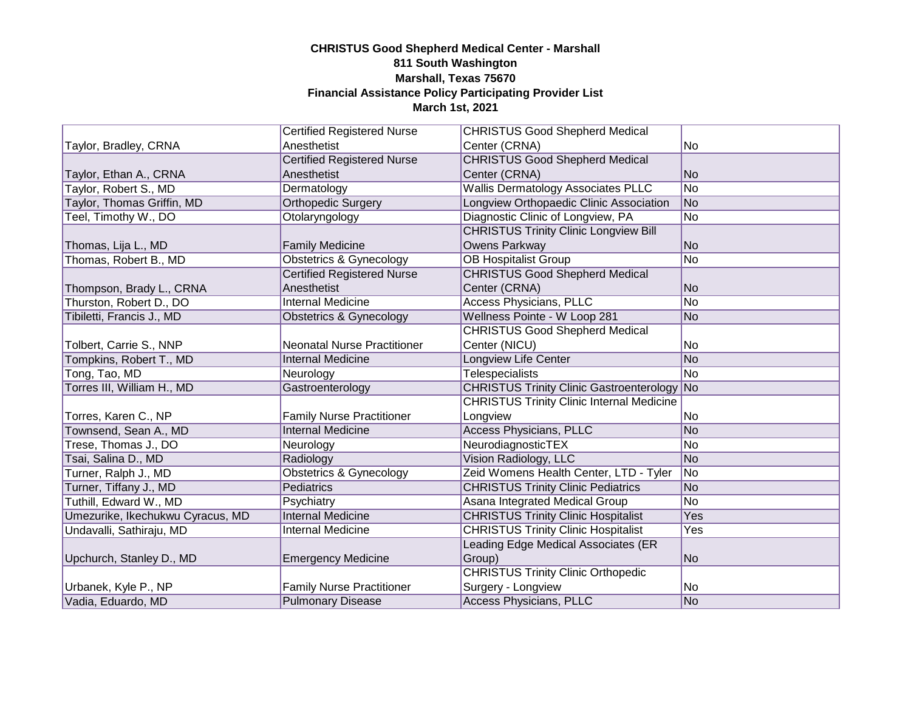**CHRISTUS Good Shepherd Medical Center - Marshall**
**811 South Washington**
**Marshall, Texas 75670**
**Financial Assistance Policy Participating Provider List**
**March 1st, 2021**

| | | | |
|---|---|---|---|
| Taylor, Bradley, CRNA | Certified Registered Nurse Anesthetist | CHRISTUS Good Shepherd Medical Center (CRNA) | No |
| Taylor, Ethan A., CRNA | Certified Registered Nurse Anesthetist | CHRISTUS Good Shepherd Medical Center (CRNA) | No |
| Taylor, Robert S., MD | Dermatology | Wallis Dermatology Associates PLLC | No |
| Taylor, Thomas Griffin, MD | Orthopedic Surgery | Longview Orthopaedic Clinic Association | No |
| Teel, Timothy W., DO | Otolaryngology | Diagnostic Clinic of Longview, PA | No |
| Thomas, Lija L., MD | Family Medicine | CHRISTUS Trinity Clinic Longview Bill Owens Parkway | No |
| Thomas, Robert B., MD | Obstetrics & Gynecology | OB Hospitalist Group | No |
| Thompson, Brady L., CRNA | Certified Registered Nurse Anesthetist | CHRISTUS Good Shepherd Medical Center (CRNA) | No |
| Thurston, Robert D., DO | Internal Medicine | Access Physicians, PLLC | No |
| Tibiletti, Francis J., MD | Obstetrics & Gynecology | Wellness Pointe - W Loop 281 | No |
| Tolbert, Carrie S., NNP | Neonatal Nurse Practitioner | CHRISTUS Good Shepherd Medical Center (NICU) | No |
| Tompkins, Robert T., MD | Internal Medicine | Longview Life Center | No |
| Tong, Tao, MD | Neurology | Telespecialists | No |
| Torres III, William H., MD | Gastroenterology | CHRISTUS Trinity Clinic Gastroenterology | No |
| Torres, Karen C., NP | Family Nurse Practitioner | CHRISTUS Trinity Clinic Internal Medicine Longview | No |
| Townsend, Sean A., MD | Internal Medicine | Access Physicians, PLLC | No |
| Trese, Thomas J., DO | Neurology | NeurodiagnosticTEX | No |
| Tsai, Salina D., MD | Radiology | Vision Radiology, LLC | No |
| Turner, Ralph J., MD | Obstetrics & Gynecology | Zeid Womens Health Center, LTD - Tyler | No |
| Turner, Tiffany J., MD | Pediatrics | CHRISTUS Trinity Clinic Pediatrics | No |
| Tuthill, Edward W., MD | Psychiatry | Asana Integrated Medical Group | No |
| Umezurike, Ikechukwu Cyracus, MD | Internal Medicine | CHRISTUS Trinity Clinic Hospitalist | Yes |
| Undavalli, Sathiraju, MD | Internal Medicine | CHRISTUS Trinity Clinic Hospitalist | Yes |
| Upchurch, Stanley D., MD | Emergency Medicine | Leading Edge Medical Associates (ER Group) | No |
| Urbanek, Kyle P., NP | Family Nurse Practitioner | CHRISTUS Trinity Clinic Orthopedic Surgery - Longview | No |
| Vadia, Eduardo, MD | Pulmonary Disease | Access Physicians, PLLC | No |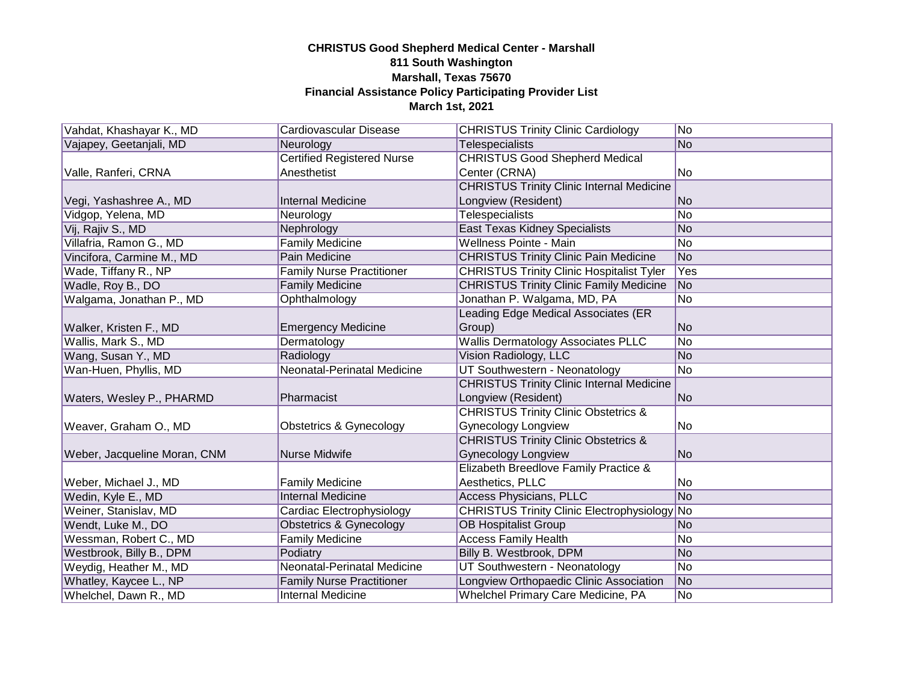**CHRISTUS Good Shepherd Medical Center - Marshall**
**811 South Washington**
**Marshall, Texas 75670**
**Financial Assistance Policy Participating Provider List**
**March 1st, 2021**

| | | | |
|---|---|---|---|
| Vahdat, Khashayar K., MD | Cardiovascular Disease | CHRISTUS Trinity Clinic Cardiology | No |
| Vajapey, Geetanjali, MD | Neurology | Telespecialists | No |
| Valle, Ranferi, CRNA | Certified Registered Nurse Anesthetist | CHRISTUS Good Shepherd Medical Center (CRNA) | No |
| Vegi, Yashashree A., MD | Internal Medicine | CHRISTUS Trinity Clinic Internal Medicine Longview (Resident) | No |
| Vidgop, Yelena, MD | Neurology | Telespecialists | No |
| Vij, Rajiv S., MD | Nephrology | East Texas Kidney Specialists | No |
| Villafria, Ramon G., MD | Family Medicine | Wellness Pointe - Main | No |
| Vincifora, Carmine M., MD | Pain Medicine | CHRISTUS Trinity Clinic Pain Medicine | No |
| Wade, Tiffany R., NP | Family Nurse Practitioner | CHRISTUS Trinity Clinic Hospitalist Tyler | Yes |
| Wadle, Roy B., DO | Family Medicine | CHRISTUS Trinity Clinic Family Medicine | No |
| Walgama, Jonathan P., MD | Ophthalmology | Jonathan P. Walgama, MD, PA | No |
| Walker, Kristen F., MD | Emergency Medicine | Leading Edge Medical Associates (ER Group) | No |
| Wallis, Mark S., MD | Dermatology | Wallis Dermatology Associates PLLC | No |
| Wang, Susan Y., MD | Radiology | Vision Radiology, LLC | No |
| Wan-Huen, Phyllis, MD | Neonatal-Perinatal Medicine | UT Southwestern - Neonatology | No |
| Waters, Wesley P., PHARMD | Pharmacist | CHRISTUS Trinity Clinic Internal Medicine Longview (Resident) | No |
| Weaver, Graham O., MD | Obstetrics & Gynecology | CHRISTUS Trinity Clinic Obstetrics & Gynecology Longview | No |
| Weber, Jacqueline Moran, CNM | Nurse Midwife | CHRISTUS Trinity Clinic Obstetrics & Gynecology Longview | No |
| Weber, Michael J., MD | Family Medicine | Elizabeth Breedlove Family Practice & Aesthetics, PLLC | No |
| Wedin, Kyle E., MD | Internal Medicine | Access Physicians, PLLC | No |
| Weiner, Stanislav, MD | Cardiac Electrophysiology | CHRISTUS Trinity Clinic Electrophysiology | No |
| Wendt, Luke M., DO | Obstetrics & Gynecology | OB Hospitalist Group | No |
| Wessman, Robert C., MD | Family Medicine | Access Family Health | No |
| Westbrook, Billy B., DPM | Podiatry | Billy B. Westbrook, DPM | No |
| Weydig, Heather M., MD | Neonatal-Perinatal Medicine | UT Southwestern - Neonatology | No |
| Whatley, Kaycee L., NP | Family Nurse Practitioner | Longview Orthopaedic Clinic Association | No |
| Whelchel, Dawn R., MD | Internal Medicine | Whelchel Primary Care Medicine, PA | No |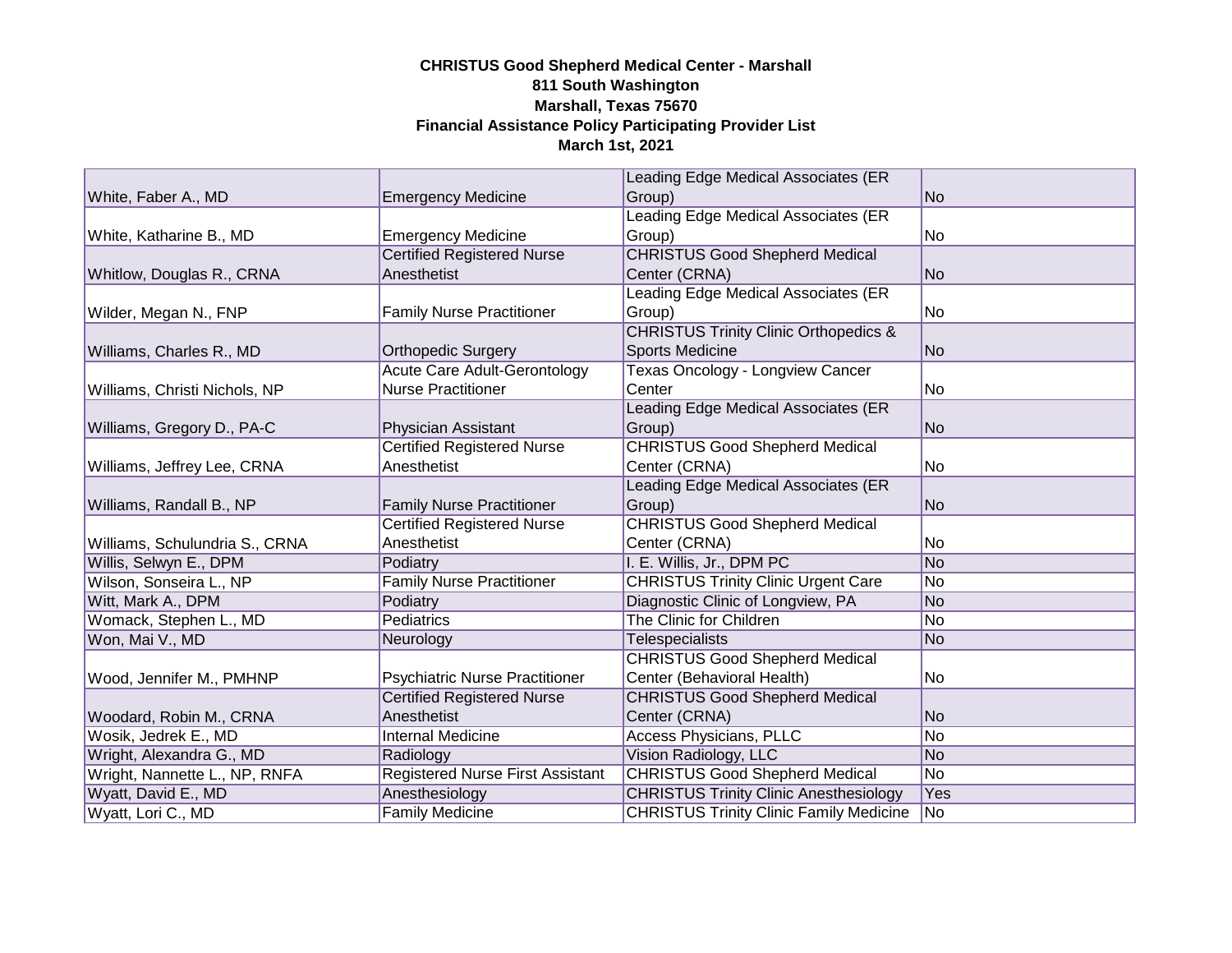**CHRISTUS Good Shepherd Medical Center - Marshall**
**811 South Washington**
**Marshall, Texas 75670**
**Financial Assistance Policy Participating Provider List**
**March 1st, 2021**

| | | | |
|---|---|---|---|
| White, Faber A., MD | Emergency Medicine | Leading Edge Medical Associates (ER Group) | No |
| White, Katharine B., MD | Emergency Medicine | Leading Edge Medical Associates (ER Group) | No |
| Whitlow, Douglas R., CRNA | Certified Registered Nurse Anesthetist | CHRISTUS Good Shepherd Medical Center (CRNA) | No |
| Wilder, Megan N., FNP | Family Nurse Practitioner | Leading Edge Medical Associates (ER Group) | No |
| Williams, Charles R., MD | Orthopedic Surgery | CHRISTUS Trinity Clinic Orthopedics & Sports Medicine | No |
| Williams, Christi Nichols, NP | Acute Care Adult-Gerontology Nurse Practitioner | Texas Oncology - Longview Cancer Center | No |
| Williams, Gregory D., PA-C | Physician Assistant | Leading Edge Medical Associates (ER Group) | No |
| Williams, Jeffrey Lee, CRNA | Certified Registered Nurse Anesthetist | CHRISTUS Good Shepherd Medical Center (CRNA) | No |
| Williams, Randall B., NP | Family Nurse Practitioner | Leading Edge Medical Associates (ER Group) | No |
| Williams, Schulundria S., CRNA | Certified Registered Nurse Anesthetist | CHRISTUS Good Shepherd Medical Center (CRNA) | No |
| Willis, Selwyn E., DPM | Podiatry | I. E. Willis, Jr., DPM PC | No |
| Wilson, Sonseira L., NP | Family Nurse Practitioner | CHRISTUS Trinity Clinic Urgent Care | No |
| Witt, Mark A., DPM | Podiatry | Diagnostic Clinic of Longview, PA | No |
| Womack, Stephen L., MD | Pediatrics | The Clinic for Children | No |
| Won, Mai V., MD | Neurology | Telespecialists | No |
| Wood, Jennifer M., PMHNP | Psychiatric Nurse Practitioner | CHRISTUS Good Shepherd Medical Center (Behavioral Health) | No |
| Woodard, Robin M., CRNA | Certified Registered Nurse Anesthetist | CHRISTUS Good Shepherd Medical Center (CRNA) | No |
| Wosik, Jedrek E., MD | Internal Medicine | Access Physicians, PLLC | No |
| Wright, Alexandra G., MD | Radiology | Vision Radiology, LLC | No |
| Wright, Nannette L., NP, RNFA | Registered Nurse First Assistant | CHRISTUS Good Shepherd Medical | No |
| Wyatt, David E., MD | Anesthesiology | CHRISTUS Trinity Clinic Anesthesiology | Yes |
| Wyatt, Lori C., MD | Family Medicine | CHRISTUS Trinity Clinic Family Medicine | No |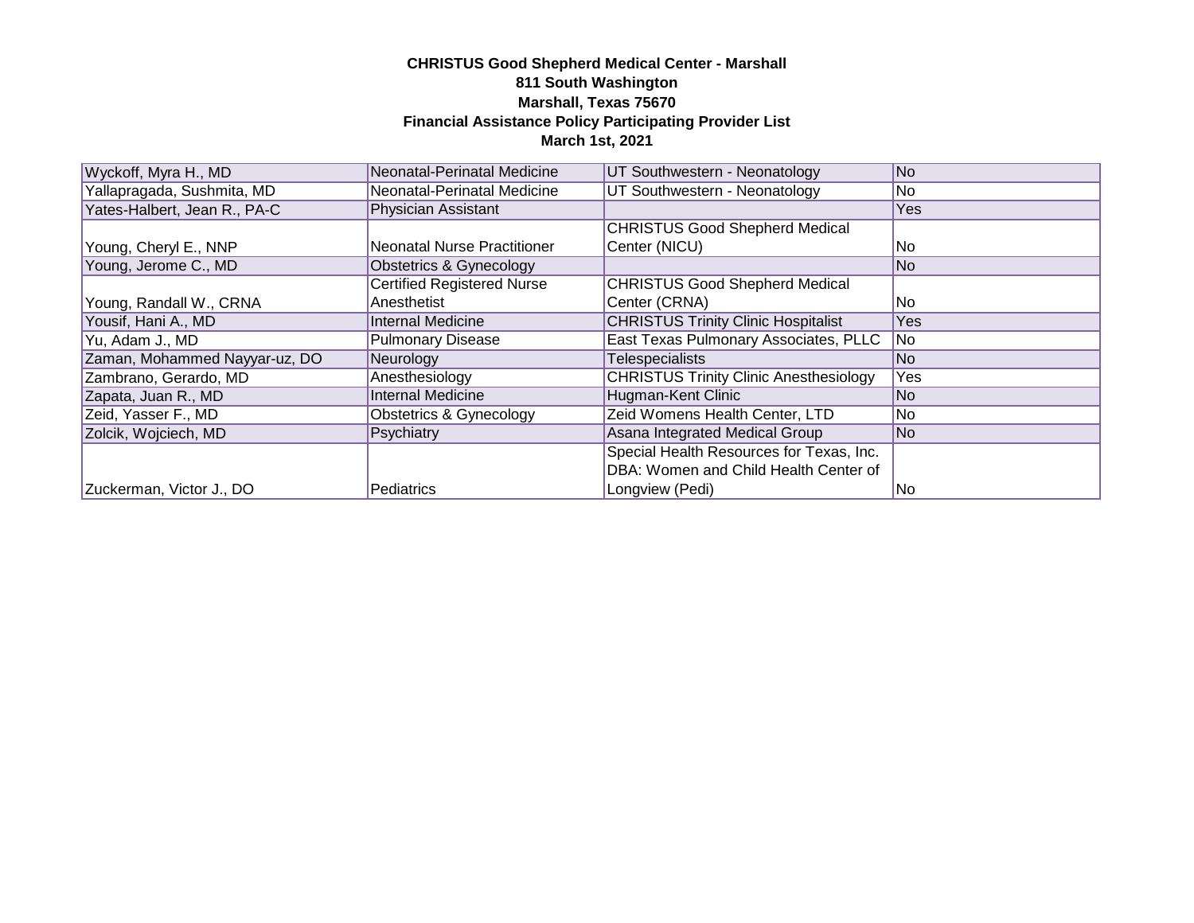**CHRISTUS Good Shepherd Medical Center - Marshall**
**811 South Washington**
**Marshall, Texas 75670**
**Financial Assistance Policy Participating Provider List**
**March 1st, 2021**

| | | | |
|---|---|---|---|
| Wyckoff, Myra H., MD | Neonatal-Perinatal Medicine | UT Southwestern - Neonatology | No |
| Yallapragada, Sushmita, MD | Neonatal-Perinatal Medicine | UT Southwestern - Neonatology | No |
| Yates-Halbert, Jean R., PA-C | Physician Assistant | | Yes |
| Young, Cheryl E., NNP | Neonatal Nurse Practitioner | CHRISTUS Good Shepherd Medical Center (NICU) | No |
| Young, Jerome C., MD | Obstetrics & Gynecology | | No |
| Young, Randall W., CRNA | Certified Registered Nurse Anesthetist | CHRISTUS Good Shepherd Medical Center (CRNA) | No |
| Yousif, Hani A., MD | Internal Medicine | CHRISTUS Trinity Clinic Hospitalist | Yes |
| Yu, Adam J., MD | Pulmonary Disease | East Texas Pulmonary Associates, PLLC | No |
| Zaman, Mohammed Nayyar-uz, DO | Neurology | Telespecialists | No |
| Zambrano, Gerardo, MD | Anesthesiology | CHRISTUS Trinity Clinic Anesthesiology | Yes |
| Zapata, Juan R., MD | Internal Medicine | Hugman-Kent Clinic | No |
| Zeid, Yasser F., MD | Obstetrics & Gynecology | Zeid Womens Health Center, LTD | No |
| Zolcik, Wojciech, MD | Psychiatry | Asana Integrated Medical Group | No |
| Zuckerman, Victor J., DO | Pediatrics | Special Health Resources for Texas, Inc. DBA: Women and Child Health Center of Longview (Pedi) | No |